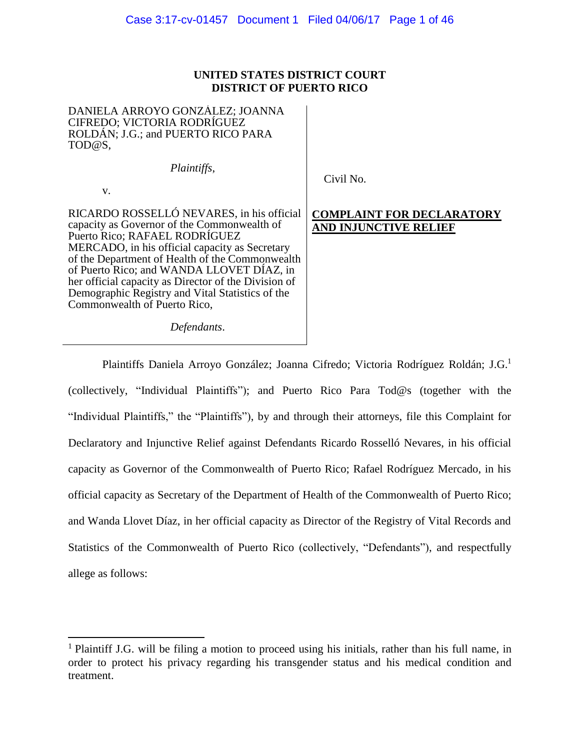**UNITED STATES DISTRICT COURT**
**DISTRICT OF PUERTO RICO**

| | |
|---|---|
| DANIELA ARROYO GONZÁLEZ; JOANNA CIFREDO; VICTORIA RODRÍGUEZ ROLDÁN; J.G.; and PUERTO RICO PARA TOD@S,<br><br>*Plaintiffs*,<br><br>v.<br><br>RICARDO ROSSELLÓ NEVARES, in his official capacity as Governor of the Commonwealth of Puerto Rico; RAFAEL RODRÍGUEZ MERCADO, in his official capacity as Secretary of the Department of Health of the Commonwealth of Puerto Rico; and WANDA LLOVET DÍAZ, in her official capacity as Director of the Division of Demographic Registry and Vital Statistics of the Commonwealth of Puerto Rico,<br><br>*Defendants*. | Civil No.<br><br>**COMPLAINT FOR DECLARATORY AND INJUNCTIVE RELIEF** |

Plaintiffs Daniela Arroyo González; Joanna Cifredo; Victoria Rodríguez Roldán; J.G.[1] (collectively, "Individual Plaintiffs"); and Puerto Rico Para Tod@s (together with the "Individual Plaintiffs," the "Plaintiffs"), by and through their attorneys, file this Complaint for Declaratory and Injunctive Relief against Defendants Ricardo Rosselló Nevares, in his official capacity as Governor of the Commonwealth of Puerto Rico; Rafael Rodríguez Mercado, in his official capacity as Secretary of the Department of Health of the Commonwealth of Puerto Rico; and Wanda Llovet Díaz, in her official capacity as Director of the Registry of Vital Records and Statistics of the Commonwealth of Puerto Rico (collectively, "Defendants"), and respectfully allege as follows:

---

[1] Plaintiff J.G. will be filing a motion to proceed using his initials, rather than his full name, in order to protect his privacy regarding his transgender status and his medical condition and treatment.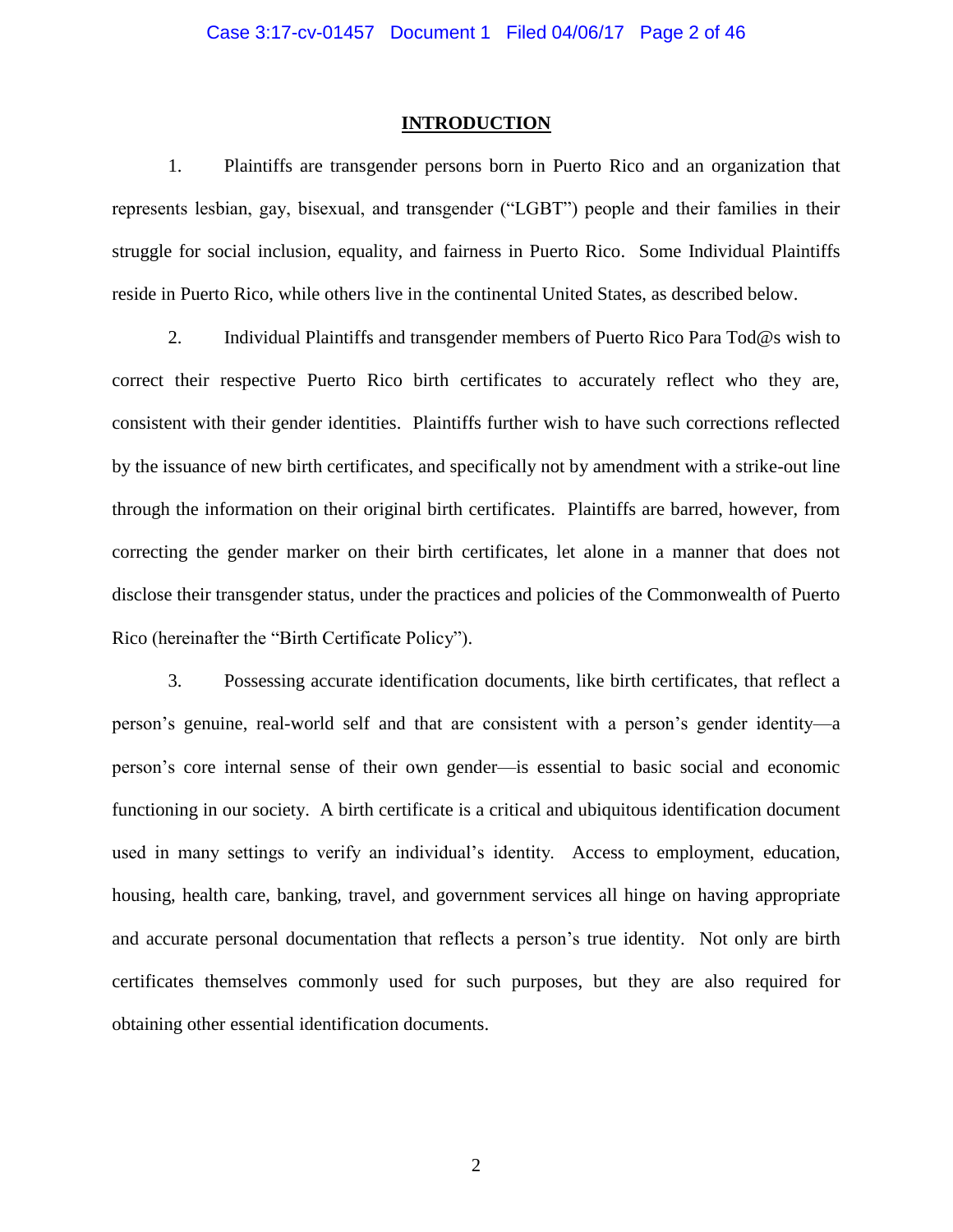## INTRODUCTION

1. Plaintiffs are transgender persons born in Puerto Rico and an organization that represents lesbian, gay, bisexual, and transgender ("LGBT") people and their families in their struggle for social inclusion, equality, and fairness in Puerto Rico. Some Individual Plaintiffs reside in Puerto Rico, while others live in the continental United States, as described below.

2. Individual Plaintiffs and transgender members of Puerto Rico Para Tod@s wish to correct their respective Puerto Rico birth certificates to accurately reflect who they are, consistent with their gender identities. Plaintiffs further wish to have such corrections reflected by the issuance of new birth certificates, and specifically not by amendment with a strike-out line through the information on their original birth certificates. Plaintiffs are barred, however, from correcting the gender marker on their birth certificates, let alone in a manner that does not disclose their transgender status, under the practices and policies of the Commonwealth of Puerto Rico (hereinafter the "Birth Certificate Policy").

3. Possessing accurate identification documents, like birth certificates, that reflect a person's genuine, real-world self and that are consistent with a person's gender identity—a person's core internal sense of their own gender—is essential to basic social and economic functioning in our society. A birth certificate is a critical and ubiquitous identification document used in many settings to verify an individual's identity. Access to employment, education, housing, health care, banking, travel, and government services all hinge on having appropriate and accurate personal documentation that reflects a person's true identity. Not only are birth certificates themselves commonly used for such purposes, but they are also required for obtaining other essential identification documents.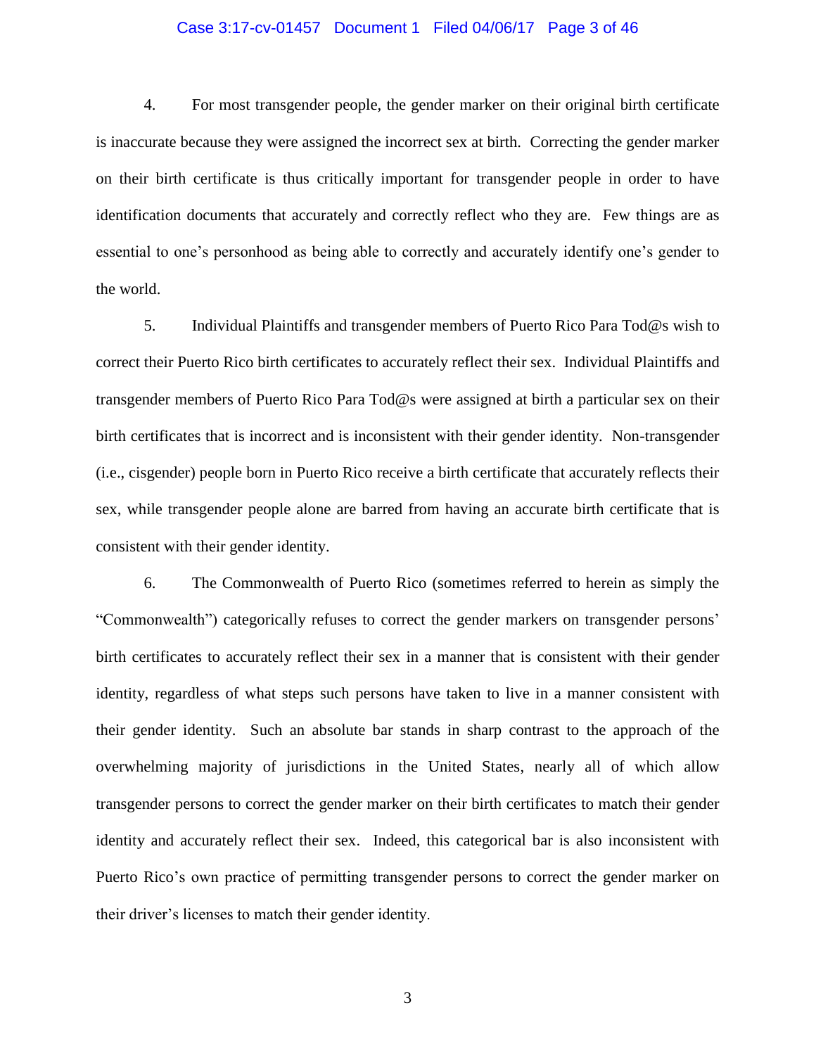4. For most transgender people, the gender marker on their original birth certificate is inaccurate because they were assigned the incorrect sex at birth. Correcting the gender marker on their birth certificate is thus critically important for transgender people in order to have identification documents that accurately and correctly reflect who they are. Few things are as essential to one's personhood as being able to correctly and accurately identify one's gender to the world.

5. Individual Plaintiffs and transgender members of Puerto Rico Para Tod@s wish to correct their Puerto Rico birth certificates to accurately reflect their sex. Individual Plaintiffs and transgender members of Puerto Rico Para Tod@s were assigned at birth a particular sex on their birth certificates that is incorrect and is inconsistent with their gender identity. Non-transgender (i.e., cisgender) people born in Puerto Rico receive a birth certificate that accurately reflects their sex, while transgender people alone are barred from having an accurate birth certificate that is consistent with their gender identity.

6. The Commonwealth of Puerto Rico (sometimes referred to herein as simply the "Commonwealth") categorically refuses to correct the gender markers on transgender persons' birth certificates to accurately reflect their sex in a manner that is consistent with their gender identity, regardless of what steps such persons have taken to live in a manner consistent with their gender identity. Such an absolute bar stands in sharp contrast to the approach of the overwhelming majority of jurisdictions in the United States, nearly all of which allow transgender persons to correct the gender marker on their birth certificates to match their gender identity and accurately reflect their sex. Indeed, this categorical bar is also inconsistent with Puerto Rico's own practice of permitting transgender persons to correct the gender marker on their driver's licenses to match their gender identity.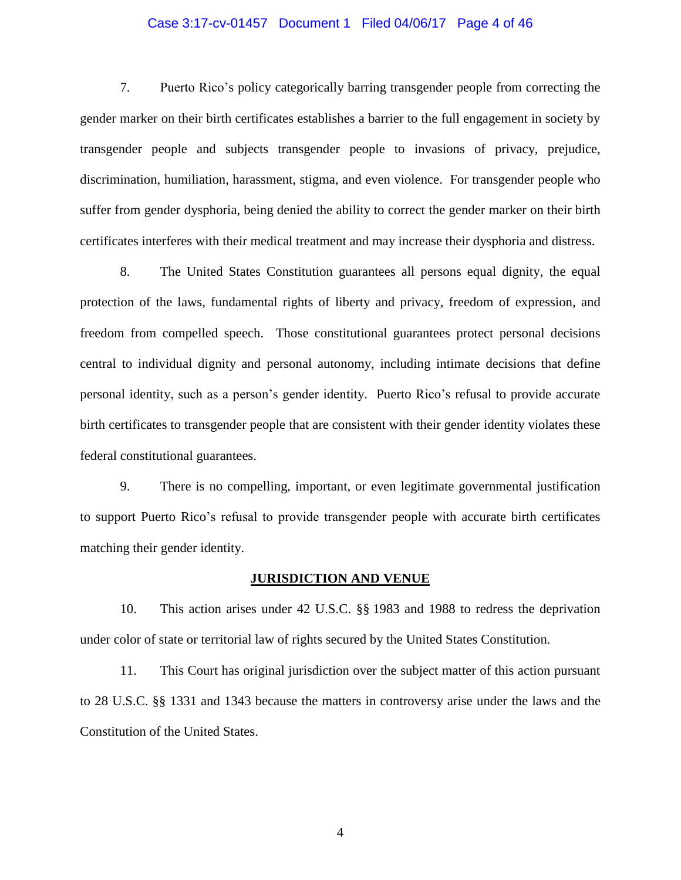7. Puerto Rico's policy categorically barring transgender people from correcting the gender marker on their birth certificates establishes a barrier to the full engagement in society by transgender people and subjects transgender people to invasions of privacy, prejudice, discrimination, humiliation, harassment, stigma, and even violence. For transgender people who suffer from gender dysphoria, being denied the ability to correct the gender marker on their birth certificates interferes with their medical treatment and may increase their dysphoria and distress.

8. The United States Constitution guarantees all persons equal dignity, the equal protection of the laws, fundamental rights of liberty and privacy, freedom of expression, and freedom from compelled speech. Those constitutional guarantees protect personal decisions central to individual dignity and personal autonomy, including intimate decisions that define personal identity, such as a person's gender identity. Puerto Rico's refusal to provide accurate birth certificates to transgender people that are consistent with their gender identity violates these federal constitutional guarantees.

9. There is no compelling, important, or even legitimate governmental justification to support Puerto Rico's refusal to provide transgender people with accurate birth certificates matching their gender identity.

## JURISDICTION AND VENUE

10. This action arises under 42 U.S.C. §§ 1983 and 1988 to redress the deprivation under color of state or territorial law of rights secured by the United States Constitution.

11. This Court has original jurisdiction over the subject matter of this action pursuant to 28 U.S.C. §§ 1331 and 1343 because the matters in controversy arise under the laws and the Constitution of the United States.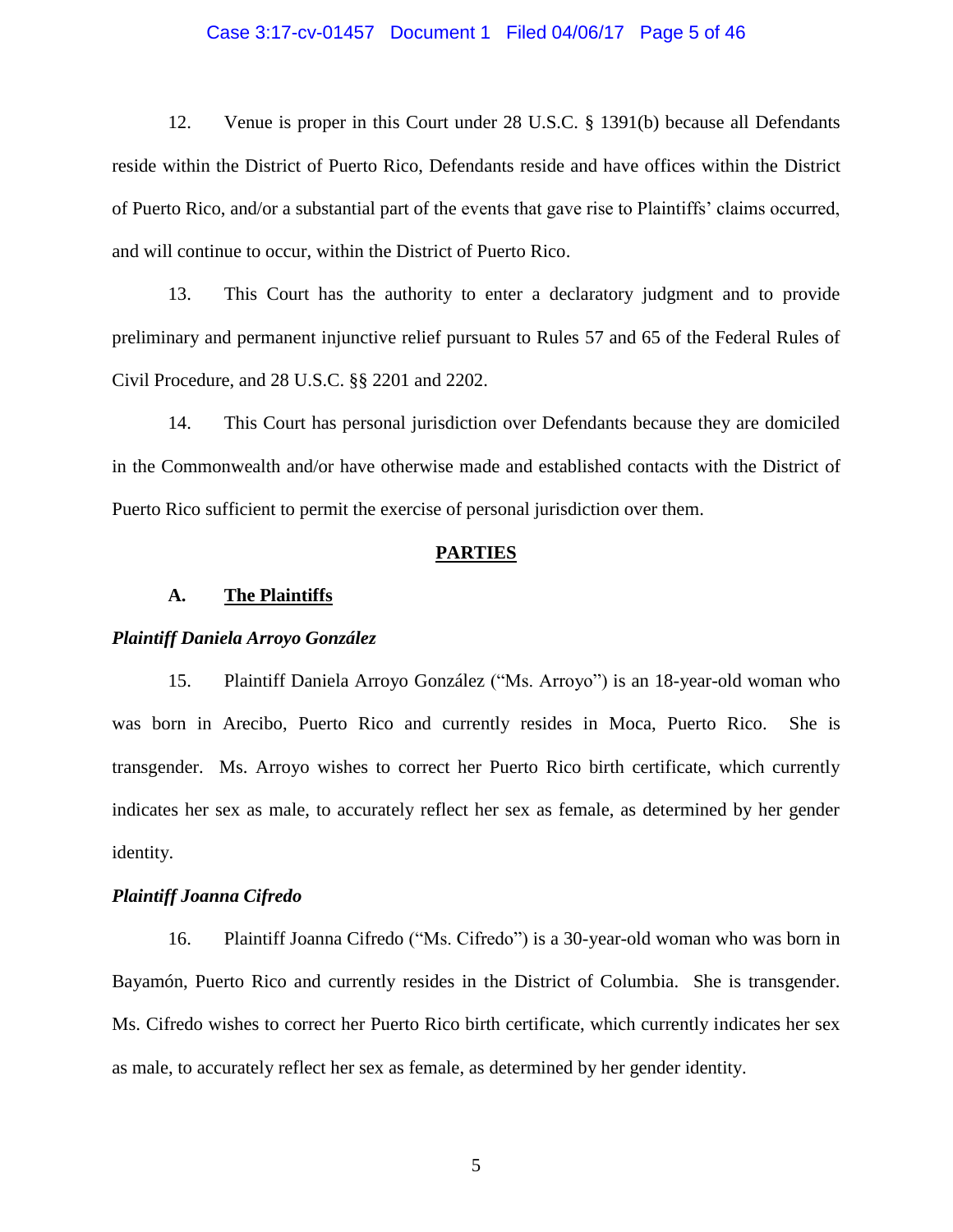12. Venue is proper in this Court under 28 U.S.C. § 1391(b) because all Defendants reside within the District of Puerto Rico, Defendants reside and have offices within the District of Puerto Rico, and/or a substantial part of the events that gave rise to Plaintiffs' claims occurred, and will continue to occur, within the District of Puerto Rico.

13. This Court has the authority to enter a declaratory judgment and to provide preliminary and permanent injunctive relief pursuant to Rules 57 and 65 of the Federal Rules of Civil Procedure, and 28 U.S.C. §§ 2201 and 2202.

14. This Court has personal jurisdiction over Defendants because they are domiciled in the Commonwealth and/or have otherwise made and established contacts with the District of Puerto Rico sufficient to permit the exercise of personal jurisdiction over them.

## PARTIES

### A. The Plaintiffs

***Plaintiff Daniela Arroyo González***

15. Plaintiff Daniela Arroyo González ("Ms. Arroyo") is an 18-year-old woman who was born in Arecibo, Puerto Rico and currently resides in Moca, Puerto Rico. She is transgender. Ms. Arroyo wishes to correct her Puerto Rico birth certificate, which currently indicates her sex as male, to accurately reflect her sex as female, as determined by her gender identity.

***Plaintiff Joanna Cifredo***

16. Plaintiff Joanna Cifredo ("Ms. Cifredo") is a 30-year-old woman who was born in Bayamón, Puerto Rico and currently resides in the District of Columbia. She is transgender. Ms. Cifredo wishes to correct her Puerto Rico birth certificate, which currently indicates her sex as male, to accurately reflect her sex as female, as determined by her gender identity.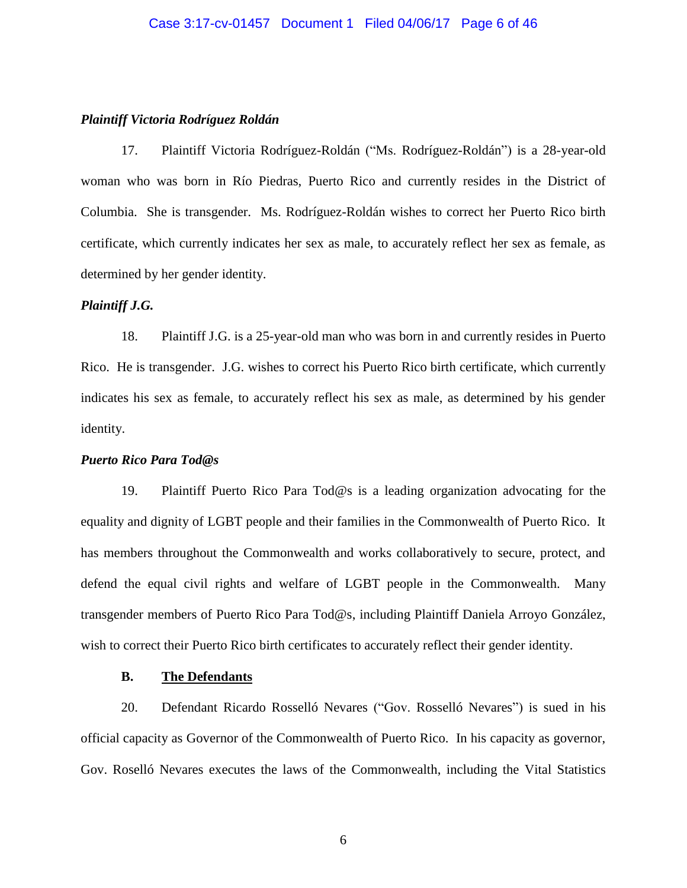*Plaintiff Victoria Rodríguez Roldán*

17. Plaintiff Victoria Rodríguez-Roldán ("Ms. Rodríguez-Roldán") is a 28-year-old woman who was born in Río Piedras, Puerto Rico and currently resides in the District of Columbia. She is transgender. Ms. Rodríguez-Roldán wishes to correct her Puerto Rico birth certificate, which currently indicates her sex as male, to accurately reflect her sex as female, as determined by her gender identity.

*Plaintiff J.G.*

18. Plaintiff J.G. is a 25-year-old man who was born in and currently resides in Puerto Rico. He is transgender. J.G. wishes to correct his Puerto Rico birth certificate, which currently indicates his sex as female, to accurately reflect his sex as male, as determined by his gender identity.

*Puerto Rico Para Tod@s*

19. Plaintiff Puerto Rico Para Tod@s is a leading organization advocating for the equality and dignity of LGBT people and their families in the Commonwealth of Puerto Rico. It has members throughout the Commonwealth and works collaboratively to secure, protect, and defend the equal civil rights and welfare of LGBT people in the Commonwealth. Many transgender members of Puerto Rico Para Tod@s, including Plaintiff Daniela Arroyo González, wish to correct their Puerto Rico birth certificates to accurately reflect their gender identity.

**B. <u>The Defendants</u>**

20. Defendant Ricardo Rosselló Nevares ("Gov. Rosselló Nevares") is sued in his official capacity as Governor of the Commonwealth of Puerto Rico. In his capacity as governor, Gov. Roselló Nevares executes the laws of the Commonwealth, including the Vital Statistics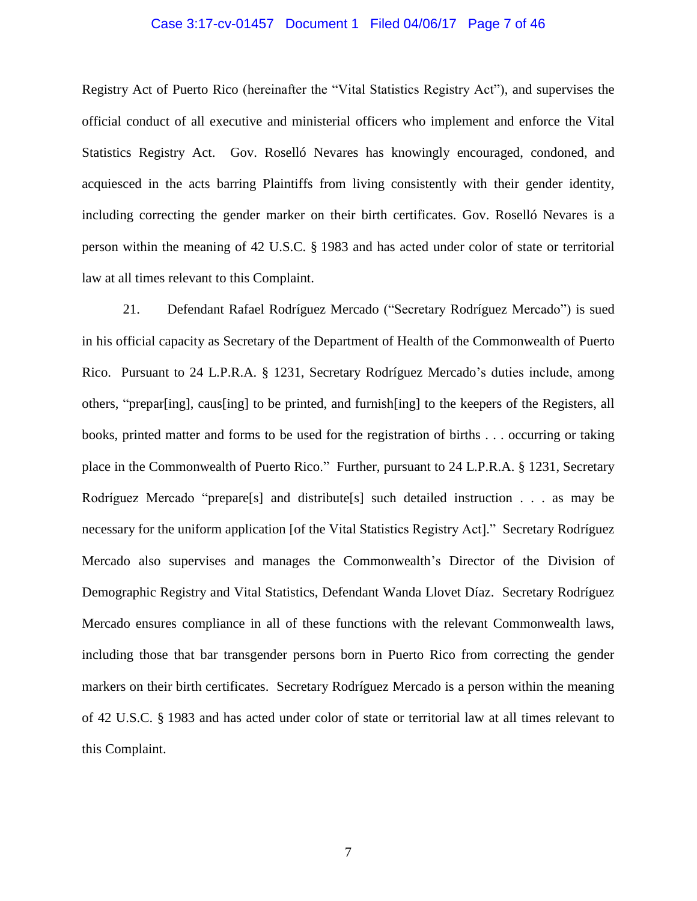Registry Act of Puerto Rico (hereinafter the "Vital Statistics Registry Act"), and supervises the official conduct of all executive and ministerial officers who implement and enforce the Vital Statistics Registry Act. Gov. Roselló Nevares has knowingly encouraged, condoned, and acquiesced in the acts barring Plaintiffs from living consistently with their gender identity, including correcting the gender marker on their birth certificates. Gov. Roselló Nevares is a person within the meaning of 42 U.S.C. § 1983 and has acted under color of state or territorial law at all times relevant to this Complaint.

21. Defendant Rafael Rodríguez Mercado ("Secretary Rodríguez Mercado") is sued in his official capacity as Secretary of the Department of Health of the Commonwealth of Puerto Rico. Pursuant to 24 L.P.R.A. § 1231, Secretary Rodríguez Mercado's duties include, among others, "prepar[ing], caus[ing] to be printed, and furnish[ing] to the keepers of the Registers, all books, printed matter and forms to be used for the registration of births . . . occurring or taking place in the Commonwealth of Puerto Rico." Further, pursuant to 24 L.P.R.A. § 1231, Secretary Rodríguez Mercado "prepare[s] and distribute[s] such detailed instruction . . . as may be necessary for the uniform application [of the Vital Statistics Registry Act]." Secretary Rodríguez Mercado also supervises and manages the Commonwealth's Director of the Division of Demographic Registry and Vital Statistics, Defendant Wanda Llovet Díaz. Secretary Rodríguez Mercado ensures compliance in all of these functions with the relevant Commonwealth laws, including those that bar transgender persons born in Puerto Rico from correcting the gender markers on their birth certificates. Secretary Rodríguez Mercado is a person within the meaning of 42 U.S.C. § 1983 and has acted under color of state or territorial law at all times relevant to this Complaint.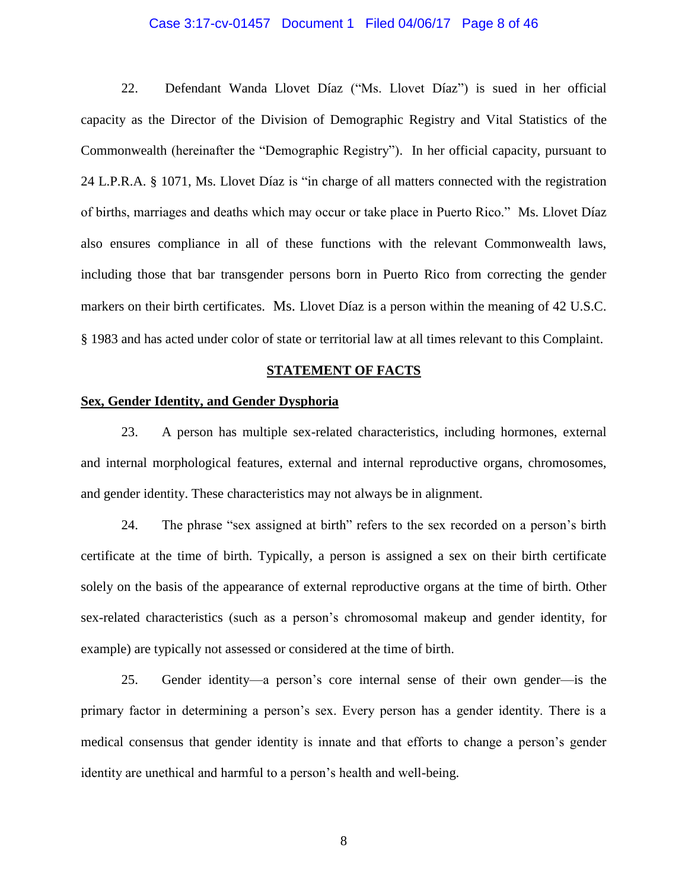22. Defendant Wanda Llovet Díaz ("Ms. Llovet Díaz") is sued in her official capacity as the Director of the Division of Demographic Registry and Vital Statistics of the Commonwealth (hereinafter the "Demographic Registry"). In her official capacity, pursuant to 24 L.P.R.A. § 1071, Ms. Llovet Díaz is "in charge of all matters connected with the registration of births, marriages and deaths which may occur or take place in Puerto Rico." Ms. Llovet Díaz also ensures compliance in all of these functions with the relevant Commonwealth laws, including those that bar transgender persons born in Puerto Rico from correcting the gender markers on their birth certificates. Ms. Llovet Díaz is a person within the meaning of 42 U.S.C. § 1983 and has acted under color of state or territorial law at all times relevant to this Complaint.

## STATEMENT OF FACTS

### Sex, Gender Identity, and Gender Dysphoria

23. A person has multiple sex-related characteristics, including hormones, external and internal morphological features, external and internal reproductive organs, chromosomes, and gender identity. These characteristics may not always be in alignment.

24. The phrase "sex assigned at birth" refers to the sex recorded on a person's birth certificate at the time of birth. Typically, a person is assigned a sex on their birth certificate solely on the basis of the appearance of external reproductive organs at the time of birth. Other sex-related characteristics (such as a person's chromosomal makeup and gender identity, for example) are typically not assessed or considered at the time of birth.

25. Gender identity—a person's core internal sense of their own gender—is the primary factor in determining a person's sex. Every person has a gender identity. There is a medical consensus that gender identity is innate and that efforts to change a person's gender identity are unethical and harmful to a person's health and well-being.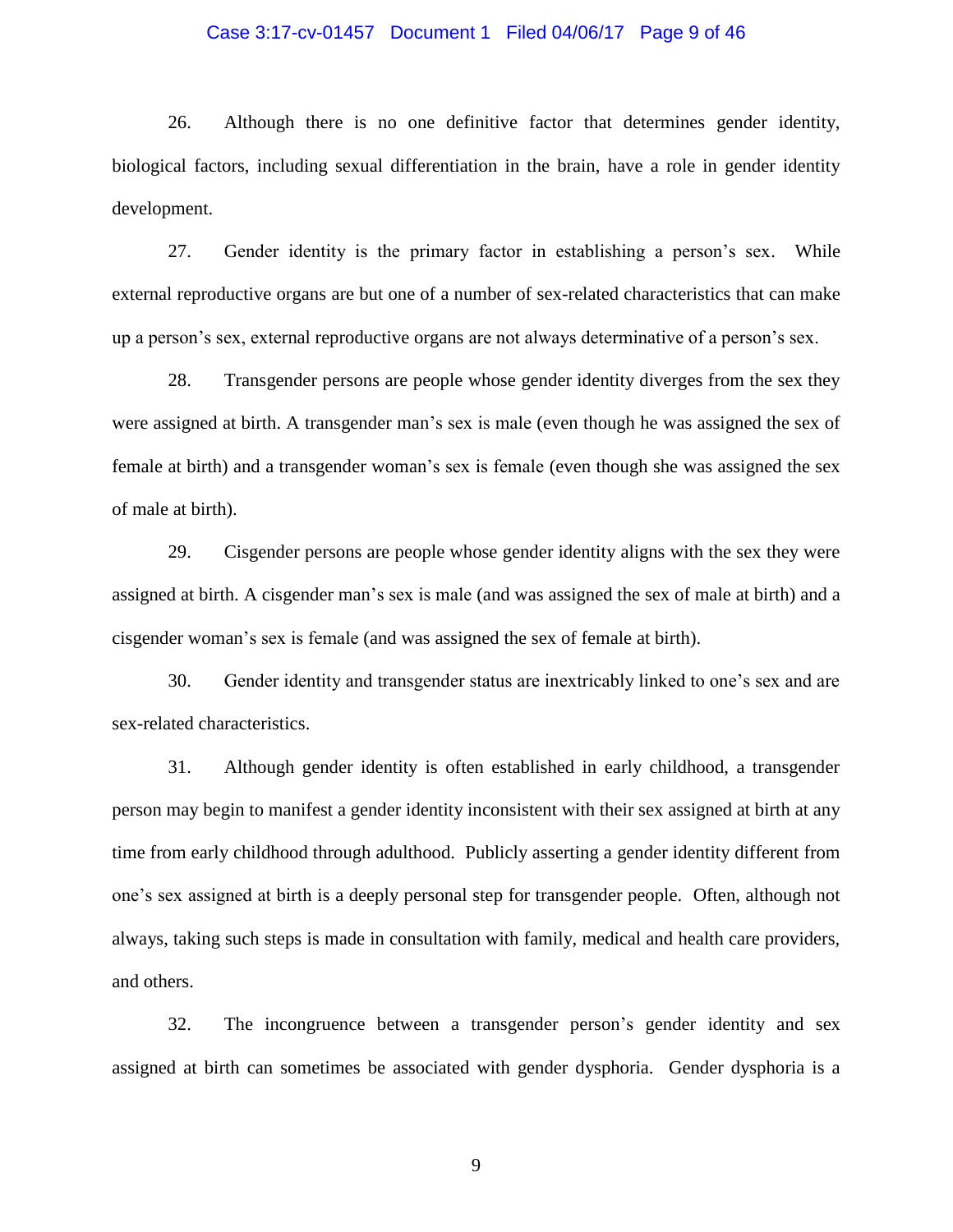26. Although there is no one definitive factor that determines gender identity, biological factors, including sexual differentiation in the brain, have a role in gender identity development.

27. Gender identity is the primary factor in establishing a person's sex. While external reproductive organs are but one of a number of sex-related characteristics that can make up a person's sex, external reproductive organs are not always determinative of a person's sex.

28. Transgender persons are people whose gender identity diverges from the sex they were assigned at birth. A transgender man's sex is male (even though he was assigned the sex of female at birth) and a transgender woman's sex is female (even though she was assigned the sex of male at birth).

29. Cisgender persons are people whose gender identity aligns with the sex they were assigned at birth. A cisgender man's sex is male (and was assigned the sex of male at birth) and a cisgender woman's sex is female (and was assigned the sex of female at birth).

30. Gender identity and transgender status are inextricably linked to one's sex and are sex-related characteristics.

31. Although gender identity is often established in early childhood, a transgender person may begin to manifest a gender identity inconsistent with their sex assigned at birth at any time from early childhood through adulthood. Publicly asserting a gender identity different from one's sex assigned at birth is a deeply personal step for transgender people. Often, although not always, taking such steps is made in consultation with family, medical and health care providers, and others.

32. The incongruence between a transgender person's gender identity and sex assigned at birth can sometimes be associated with gender dysphoria. Gender dysphoria is a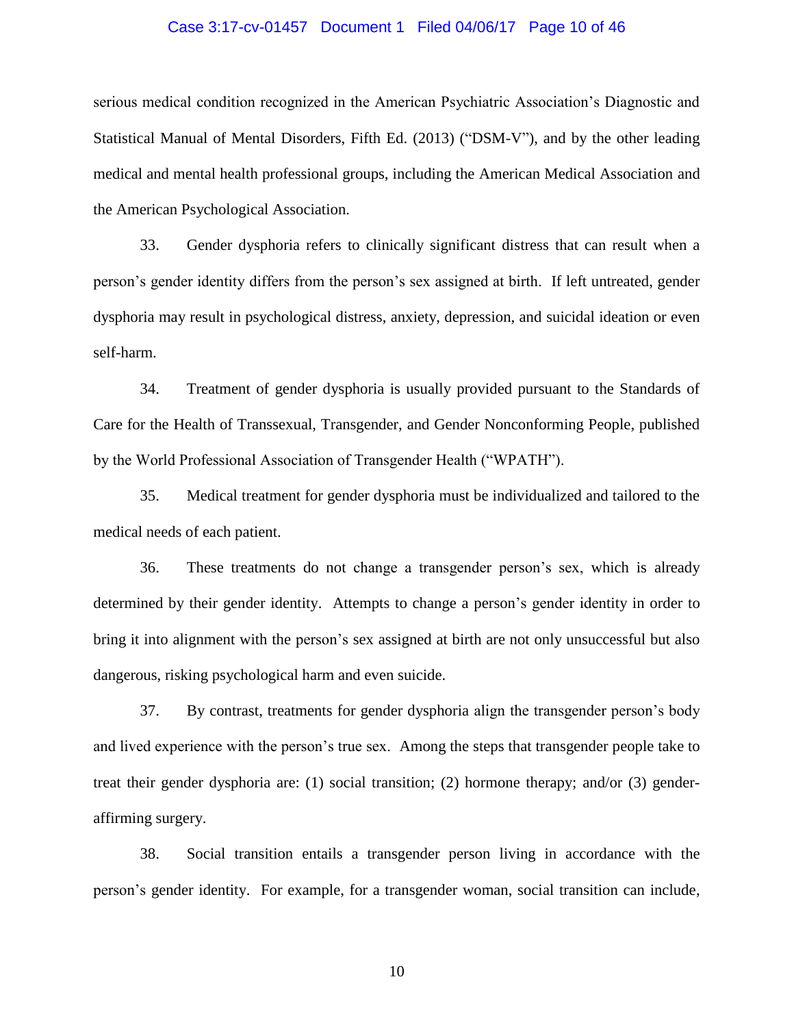serious medical condition recognized in the American Psychiatric Association's Diagnostic and Statistical Manual of Mental Disorders, Fifth Ed. (2013) ("DSM-V"), and by the other leading medical and mental health professional groups, including the American Medical Association and the American Psychological Association.

33. Gender dysphoria refers to clinically significant distress that can result when a person's gender identity differs from the person's sex assigned at birth. If left untreated, gender dysphoria may result in psychological distress, anxiety, depression, and suicidal ideation or even self-harm.

34. Treatment of gender dysphoria is usually provided pursuant to the Standards of Care for the Health of Transsexual, Transgender, and Gender Nonconforming People, published by the World Professional Association of Transgender Health ("WPATH").

35. Medical treatment for gender dysphoria must be individualized and tailored to the medical needs of each patient.

36. These treatments do not change a transgender person's sex, which is already determined by their gender identity. Attempts to change a person's gender identity in order to bring it into alignment with the person's sex assigned at birth are not only unsuccessful but also dangerous, risking psychological harm and even suicide.

37. By contrast, treatments for gender dysphoria align the transgender person's body and lived experience with the person's true sex. Among the steps that transgender people take to treat their gender dysphoria are: (1) social transition; (2) hormone therapy; and/or (3) gender-affirming surgery.

38. Social transition entails a transgender person living in accordance with the person's gender identity. For example, for a transgender woman, social transition can include,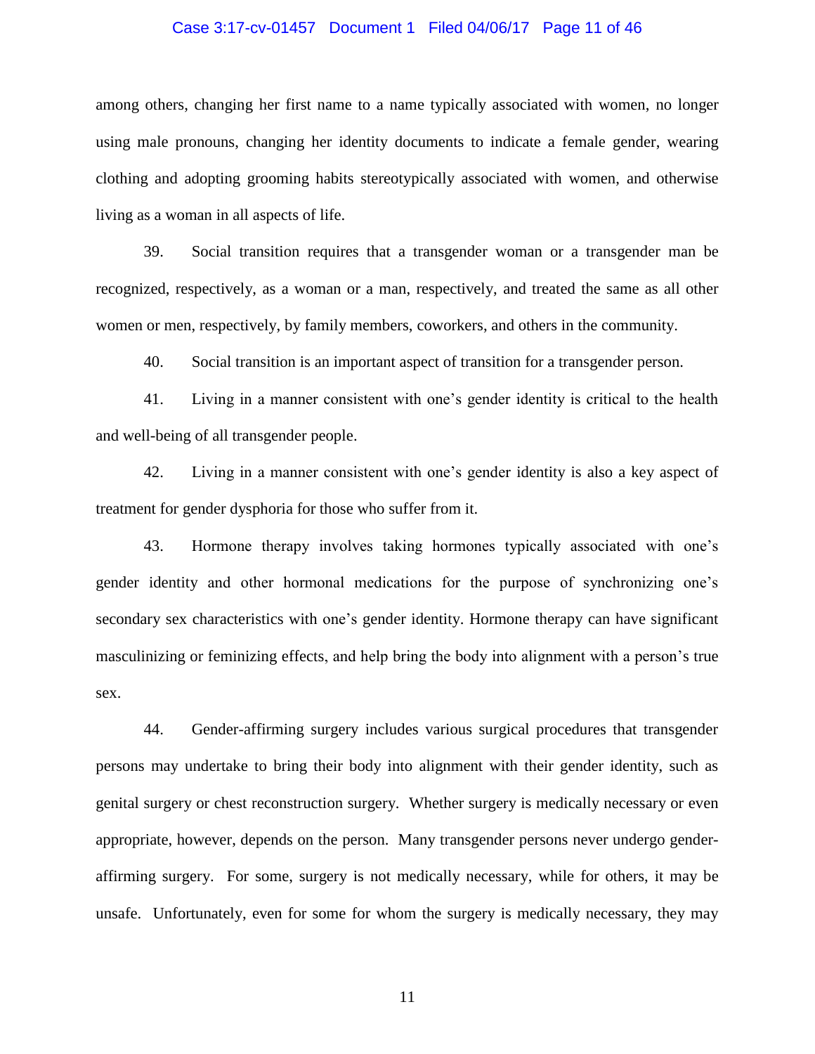among others, changing her first name to a name typically associated with women, no longer using male pronouns, changing her identity documents to indicate a female gender, wearing clothing and adopting grooming habits stereotypically associated with women, and otherwise living as a woman in all aspects of life.

39. Social transition requires that a transgender woman or a transgender man be recognized, respectively, as a woman or a man, respectively, and treated the same as all other women or men, respectively, by family members, coworkers, and others in the community.

40. Social transition is an important aspect of transition for a transgender person.

41. Living in a manner consistent with one's gender identity is critical to the health and well-being of all transgender people.

42. Living in a manner consistent with one's gender identity is also a key aspect of treatment for gender dysphoria for those who suffer from it.

43. Hormone therapy involves taking hormones typically associated with one's gender identity and other hormonal medications for the purpose of synchronizing one's secondary sex characteristics with one's gender identity. Hormone therapy can have significant masculinizing or feminizing effects, and help bring the body into alignment with a person's true sex.

44. Gender-affirming surgery includes various surgical procedures that transgender persons may undertake to bring their body into alignment with their gender identity, such as genital surgery or chest reconstruction surgery. Whether surgery is medically necessary or even appropriate, however, depends on the person. Many transgender persons never undergo gender-affirming surgery. For some, surgery is not medically necessary, while for others, it may be unsafe. Unfortunately, even for some for whom the surgery is medically necessary, they may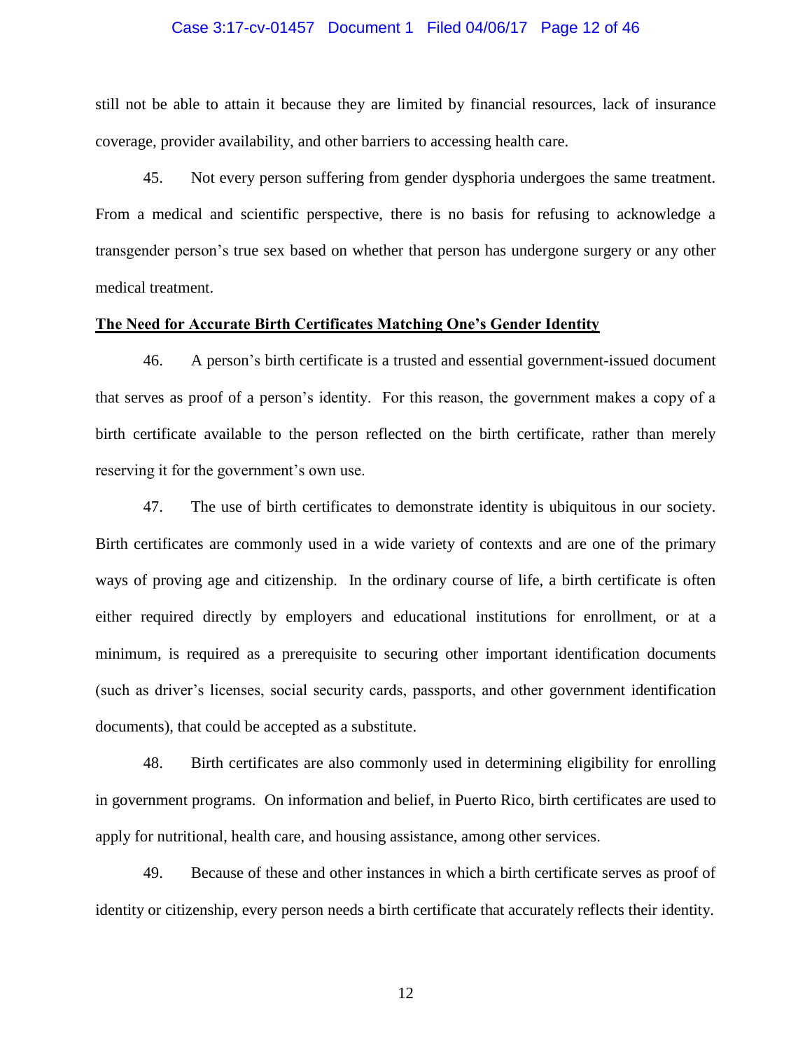still not be able to attain it because they are limited by financial resources, lack of insurance coverage, provider availability, and other barriers to accessing health care.

45. Not every person suffering from gender dysphoria undergoes the same treatment. From a medical and scientific perspective, there is no basis for refusing to acknowledge a transgender person's true sex based on whether that person has undergone surgery or any other medical treatment.

**The Need for Accurate Birth Certificates Matching One's Gender Identity**

46. A person's birth certificate is a trusted and essential government-issued document that serves as proof of a person's identity. For this reason, the government makes a copy of a birth certificate available to the person reflected on the birth certificate, rather than merely reserving it for the government's own use.

47. The use of birth certificates to demonstrate identity is ubiquitous in our society. Birth certificates are commonly used in a wide variety of contexts and are one of the primary ways of proving age and citizenship. In the ordinary course of life, a birth certificate is often either required directly by employers and educational institutions for enrollment, or at a minimum, is required as a prerequisite to securing other important identification documents (such as driver's licenses, social security cards, passports, and other government identification documents), that could be accepted as a substitute.

48. Birth certificates are also commonly used in determining eligibility for enrolling in government programs. On information and belief, in Puerto Rico, birth certificates are used to apply for nutritional, health care, and housing assistance, among other services.

49. Because of these and other instances in which a birth certificate serves as proof of identity or citizenship, every person needs a birth certificate that accurately reflects their identity.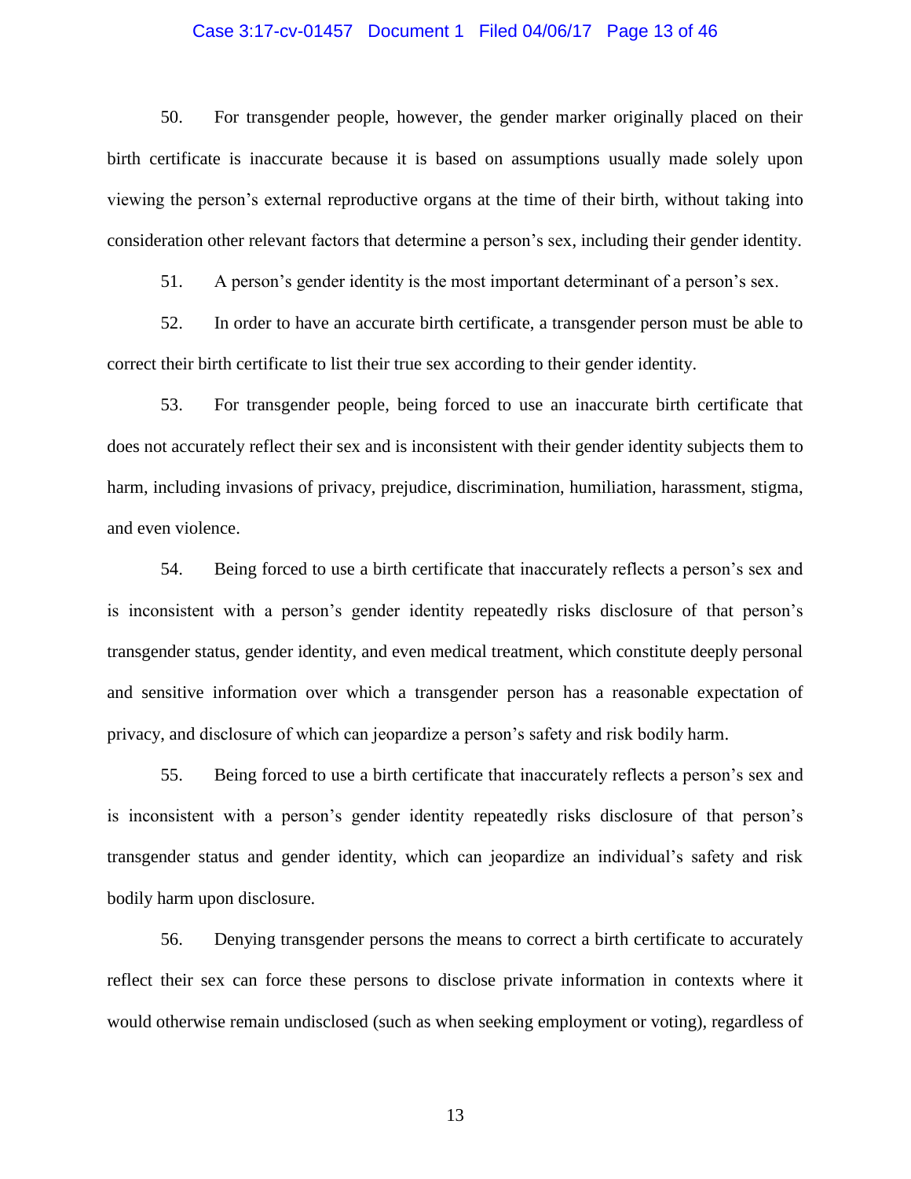50. For transgender people, however, the gender marker originally placed on their birth certificate is inaccurate because it is based on assumptions usually made solely upon viewing the person's external reproductive organs at the time of their birth, without taking into consideration other relevant factors that determine a person's sex, including their gender identity.

51. A person's gender identity is the most important determinant of a person's sex.

52. In order to have an accurate birth certificate, a transgender person must be able to correct their birth certificate to list their true sex according to their gender identity.

53. For transgender people, being forced to use an inaccurate birth certificate that does not accurately reflect their sex and is inconsistent with their gender identity subjects them to harm, including invasions of privacy, prejudice, discrimination, humiliation, harassment, stigma, and even violence.

54. Being forced to use a birth certificate that inaccurately reflects a person's sex and is inconsistent with a person's gender identity repeatedly risks disclosure of that person's transgender status, gender identity, and even medical treatment, which constitute deeply personal and sensitive information over which a transgender person has a reasonable expectation of privacy, and disclosure of which can jeopardize a person's safety and risk bodily harm.

55. Being forced to use a birth certificate that inaccurately reflects a person's sex and is inconsistent with a person's gender identity repeatedly risks disclosure of that person's transgender status and gender identity, which can jeopardize an individual's safety and risk bodily harm upon disclosure.

56. Denying transgender persons the means to correct a birth certificate to accurately reflect their sex can force these persons to disclose private information in contexts where it would otherwise remain undisclosed (such as when seeking employment or voting), regardless of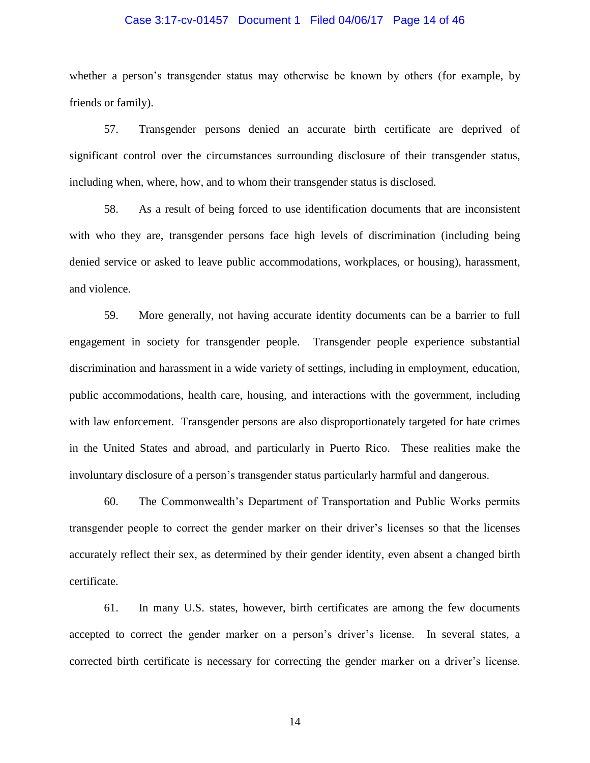whether a person's transgender status may otherwise be known by others (for example, by friends or family).

57. Transgender persons denied an accurate birth certificate are deprived of significant control over the circumstances surrounding disclosure of their transgender status, including when, where, how, and to whom their transgender status is disclosed.

58. As a result of being forced to use identification documents that are inconsistent with who they are, transgender persons face high levels of discrimination (including being denied service or asked to leave public accommodations, workplaces, or housing), harassment, and violence.

59. More generally, not having accurate identity documents can be a barrier to full engagement in society for transgender people. Transgender people experience substantial discrimination and harassment in a wide variety of settings, including in employment, education, public accommodations, health care, housing, and interactions with the government, including with law enforcement. Transgender persons are also disproportionately targeted for hate crimes in the United States and abroad, and particularly in Puerto Rico. These realities make the involuntary disclosure of a person's transgender status particularly harmful and dangerous.

60. The Commonwealth's Department of Transportation and Public Works permits transgender people to correct the gender marker on their driver's licenses so that the licenses accurately reflect their sex, as determined by their gender identity, even absent a changed birth certificate.

61. In many U.S. states, however, birth certificates are among the few documents accepted to correct the gender marker on a person's driver's license. In several states, a corrected birth certificate is necessary for correcting the gender marker on a driver's license.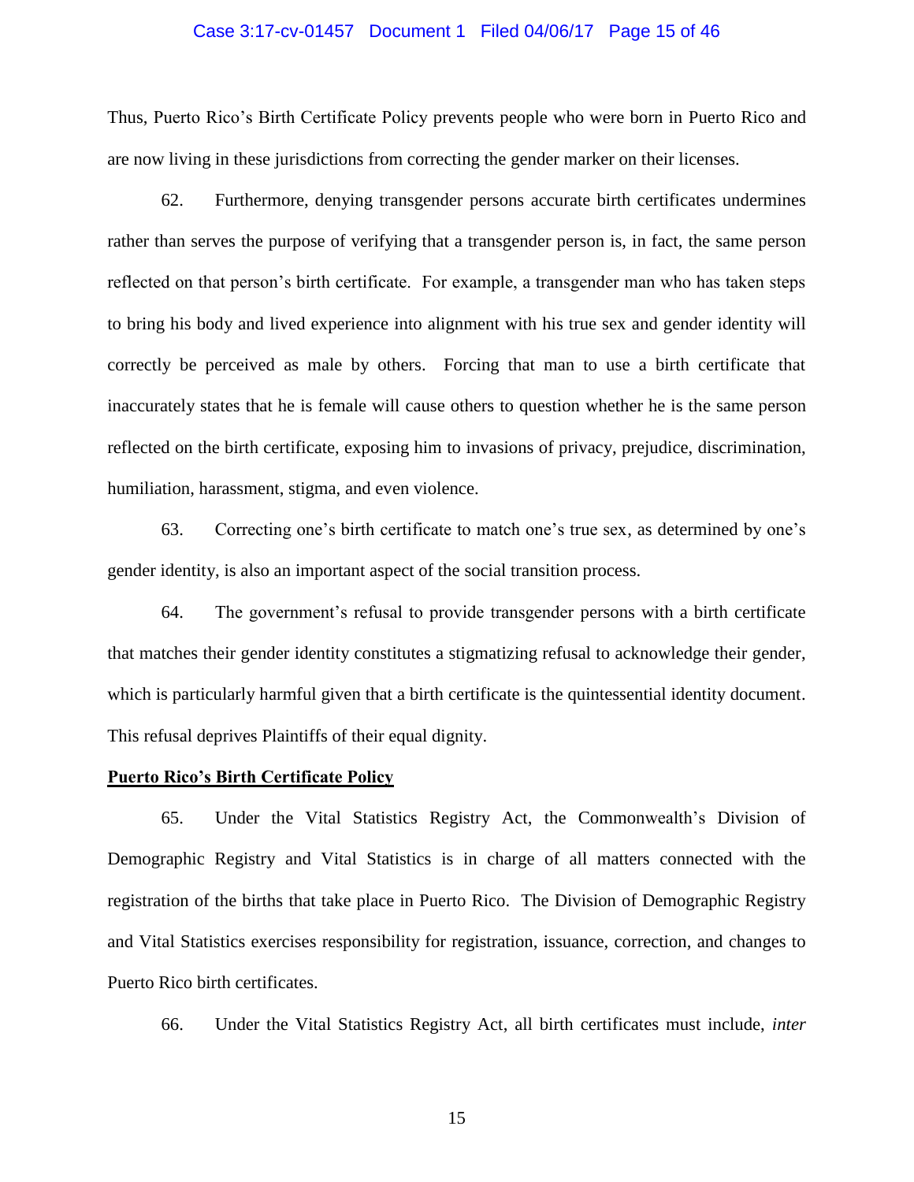Thus, Puerto Rico's Birth Certificate Policy prevents people who were born in Puerto Rico and are now living in these jurisdictions from correcting the gender marker on their licenses.

62. Furthermore, denying transgender persons accurate birth certificates undermines rather than serves the purpose of verifying that a transgender person is, in fact, the same person reflected on that person's birth certificate. For example, a transgender man who has taken steps to bring his body and lived experience into alignment with his true sex and gender identity will correctly be perceived as male by others. Forcing that man to use a birth certificate that inaccurately states that he is female will cause others to question whether he is the same person reflected on the birth certificate, exposing him to invasions of privacy, prejudice, discrimination, humiliation, harassment, stigma, and even violence.

63. Correcting one's birth certificate to match one's true sex, as determined by one's gender identity, is also an important aspect of the social transition process.

64. The government's refusal to provide transgender persons with a birth certificate that matches their gender identity constitutes a stigmatizing refusal to acknowledge their gender, which is particularly harmful given that a birth certificate is the quintessential identity document. This refusal deprives Plaintiffs of their equal dignity.

**Puerto Rico's Birth Certificate Policy**

65. Under the Vital Statistics Registry Act, the Commonwealth's Division of Demographic Registry and Vital Statistics is in charge of all matters connected with the registration of the births that take place in Puerto Rico. The Division of Demographic Registry and Vital Statistics exercises responsibility for registration, issuance, correction, and changes to Puerto Rico birth certificates.

66. Under the Vital Statistics Registry Act, all birth certificates must include, *inter*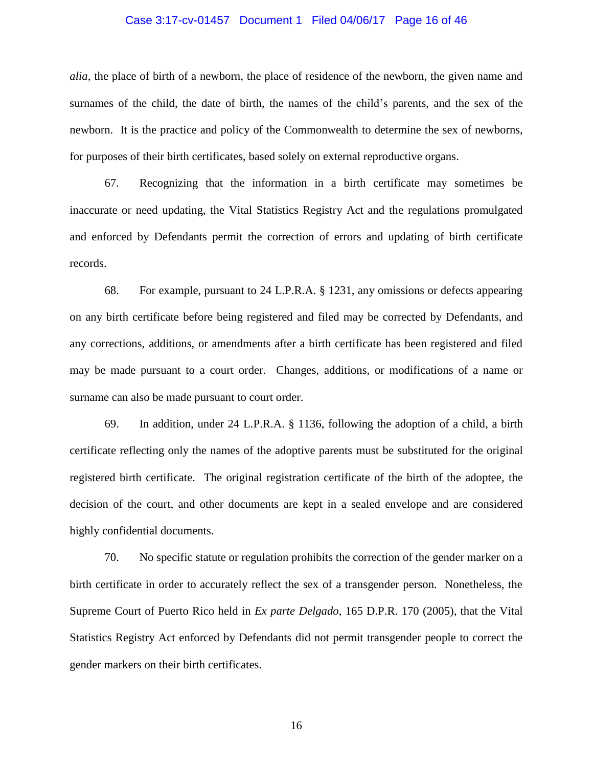*alia*, the place of birth of a newborn, the place of residence of the newborn, the given name and surnames of the child, the date of birth, the names of the child's parents, and the sex of the newborn. It is the practice and policy of the Commonwealth to determine the sex of newborns, for purposes of their birth certificates, based solely on external reproductive organs.

67. Recognizing that the information in a birth certificate may sometimes be inaccurate or need updating, the Vital Statistics Registry Act and the regulations promulgated and enforced by Defendants permit the correction of errors and updating of birth certificate records.

68. For example, pursuant to 24 L.P.R.A. § 1231, any omissions or defects appearing on any birth certificate before being registered and filed may be corrected by Defendants, and any corrections, additions, or amendments after a birth certificate has been registered and filed may be made pursuant to a court order. Changes, additions, or modifications of a name or surname can also be made pursuant to court order.

69. In addition, under 24 L.P.R.A. § 1136, following the adoption of a child, a birth certificate reflecting only the names of the adoptive parents must be substituted for the original registered birth certificate. The original registration certificate of the birth of the adoptee, the decision of the court, and other documents are kept in a sealed envelope and are considered highly confidential documents.

70. No specific statute or regulation prohibits the correction of the gender marker on a birth certificate in order to accurately reflect the sex of a transgender person. Nonetheless, the Supreme Court of Puerto Rico held in *Ex parte Delgado*, 165 D.P.R. 170 (2005), that the Vital Statistics Registry Act enforced by Defendants did not permit transgender people to correct the gender markers on their birth certificates.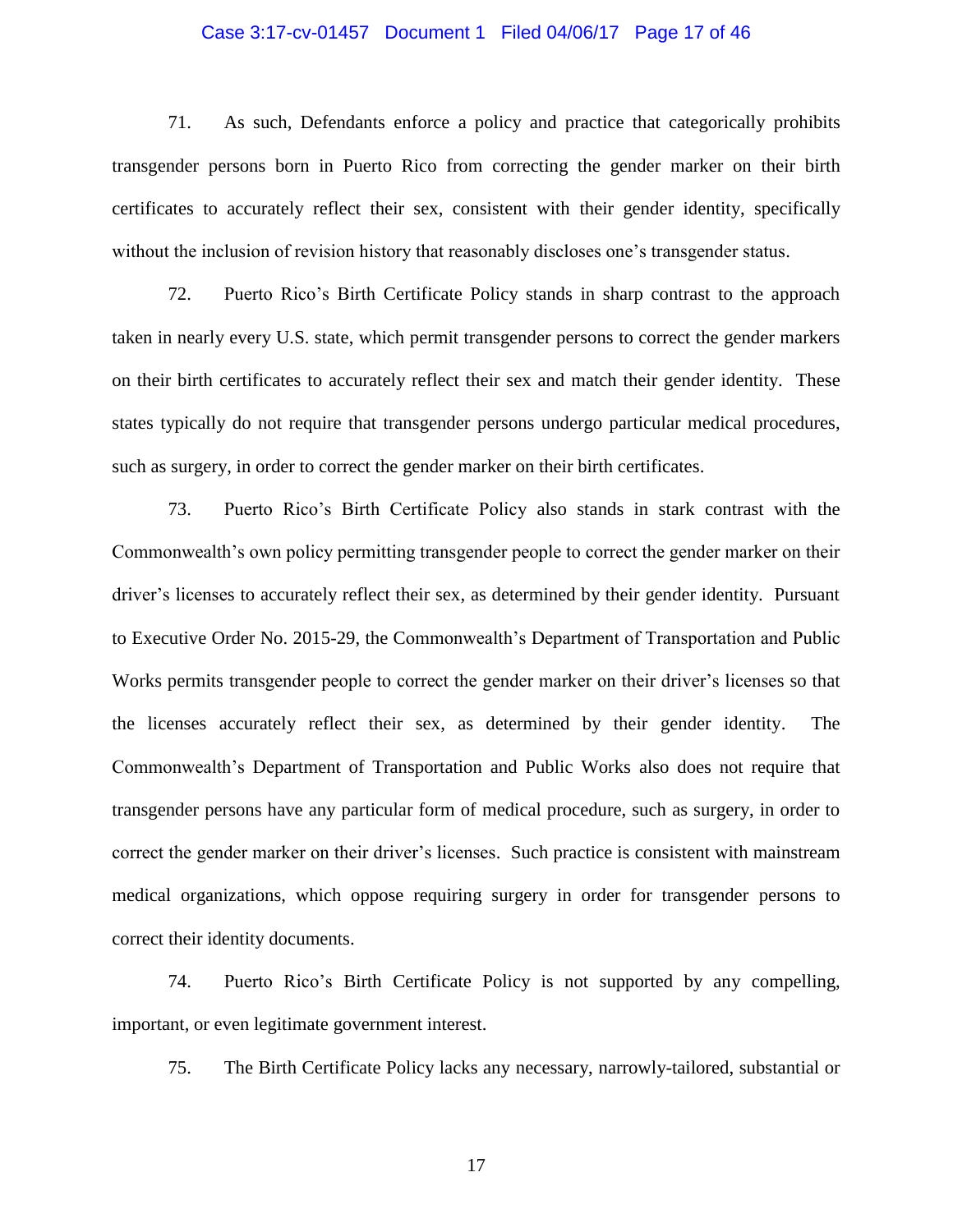71. As such, Defendants enforce a policy and practice that categorically prohibits transgender persons born in Puerto Rico from correcting the gender marker on their birth certificates to accurately reflect their sex, consistent with their gender identity, specifically without the inclusion of revision history that reasonably discloses one's transgender status.

72. Puerto Rico's Birth Certificate Policy stands in sharp contrast to the approach taken in nearly every U.S. state, which permit transgender persons to correct the gender markers on their birth certificates to accurately reflect their sex and match their gender identity. These states typically do not require that transgender persons undergo particular medical procedures, such as surgery, in order to correct the gender marker on their birth certificates.

73. Puerto Rico's Birth Certificate Policy also stands in stark contrast with the Commonwealth's own policy permitting transgender people to correct the gender marker on their driver's licenses to accurately reflect their sex, as determined by their gender identity. Pursuant to Executive Order No. 2015-29, the Commonwealth's Department of Transportation and Public Works permits transgender people to correct the gender marker on their driver's licenses so that the licenses accurately reflect their sex, as determined by their gender identity. The Commonwealth's Department of Transportation and Public Works also does not require that transgender persons have any particular form of medical procedure, such as surgery, in order to correct the gender marker on their driver's licenses. Such practice is consistent with mainstream medical organizations, which oppose requiring surgery in order for transgender persons to correct their identity documents.

74. Puerto Rico's Birth Certificate Policy is not supported by any compelling, important, or even legitimate government interest.

75. The Birth Certificate Policy lacks any necessary, narrowly-tailored, substantial or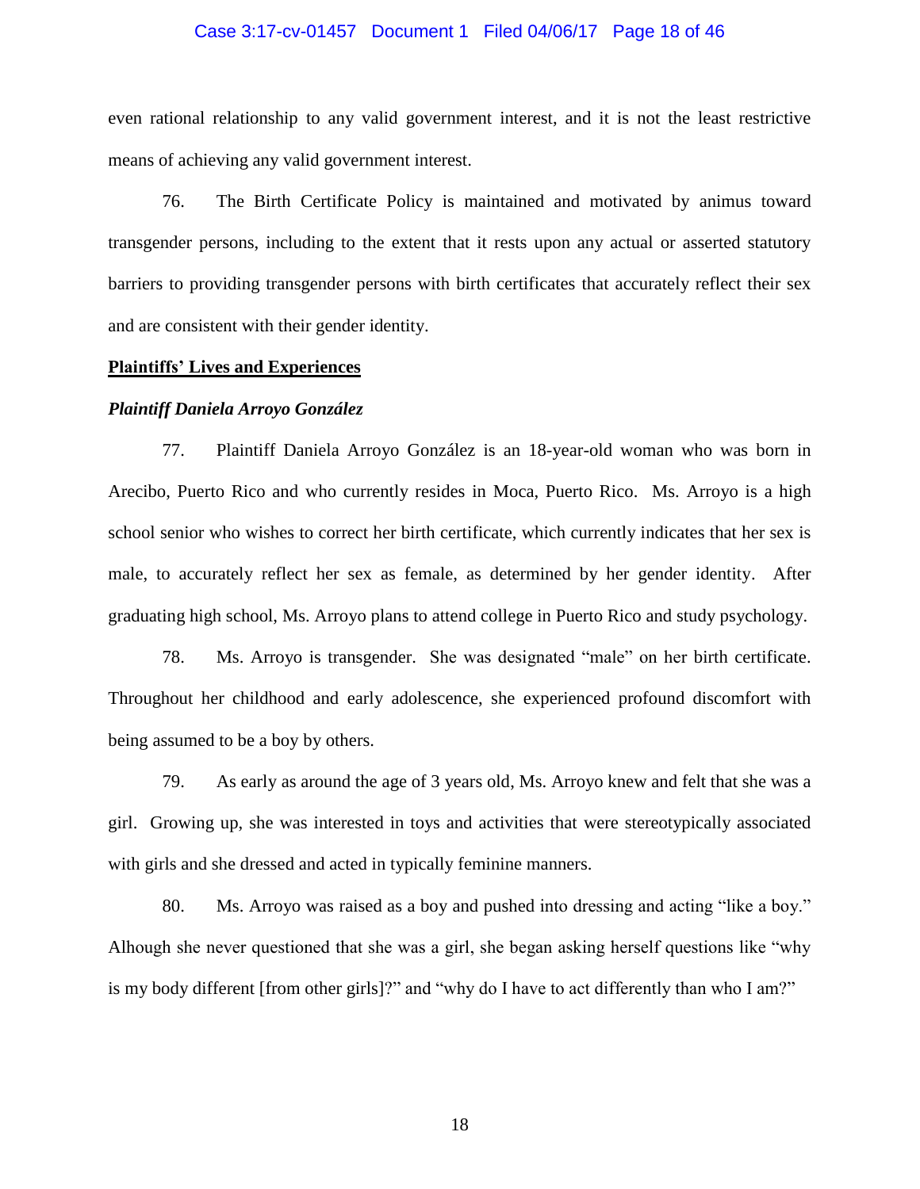even rational relationship to any valid government interest, and it is not the least restrictive means of achieving any valid government interest.

76. The Birth Certificate Policy is maintained and motivated by animus toward transgender persons, including to the extent that it rests upon any actual or asserted statutory barriers to providing transgender persons with birth certificates that accurately reflect their sex and are consistent with their gender identity.

**<u>Plaintiffs' Lives and Experiences</u>**

***Plaintiff Daniela Arroyo González***

77. Plaintiff Daniela Arroyo González is an 18-year-old woman who was born in Arecibo, Puerto Rico and who currently resides in Moca, Puerto Rico. Ms. Arroyo is a high school senior who wishes to correct her birth certificate, which currently indicates that her sex is male, to accurately reflect her sex as female, as determined by her gender identity. After graduating high school, Ms. Arroyo plans to attend college in Puerto Rico and study psychology.

78. Ms. Arroyo is transgender. She was designated "male" on her birth certificate. Throughout her childhood and early adolescence, she experienced profound discomfort with being assumed to be a boy by others.

79. As early as around the age of 3 years old, Ms. Arroyo knew and felt that she was a girl. Growing up, she was interested in toys and activities that were stereotypically associated with girls and she dressed and acted in typically feminine manners.

80. Ms. Arroyo was raised as a boy and pushed into dressing and acting "like a boy." Alhough she never questioned that she was a girl, she began asking herself questions like "why is my body different [from other girls]?" and "why do I have to act differently than who I am?"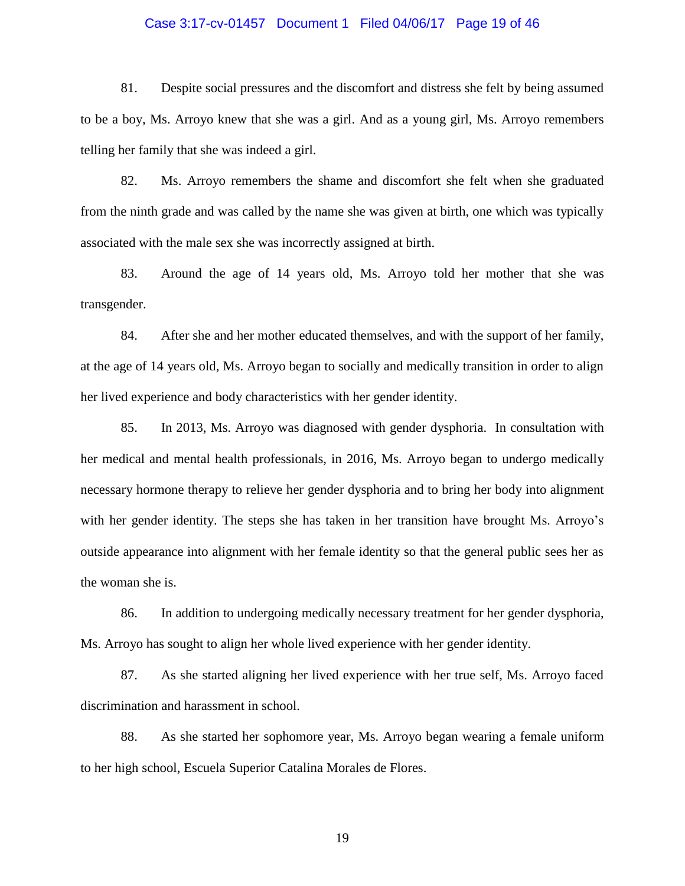81. Despite social pressures and the discomfort and distress she felt by being assumed to be a boy, Ms. Arroyo knew that she was a girl. And as a young girl, Ms. Arroyo remembers telling her family that she was indeed a girl.

82. Ms. Arroyo remembers the shame and discomfort she felt when she graduated from the ninth grade and was called by the name she was given at birth, one which was typically associated with the male sex she was incorrectly assigned at birth.

83. Around the age of 14 years old, Ms. Arroyo told her mother that she was transgender.

84. After she and her mother educated themselves, and with the support of her family, at the age of 14 years old, Ms. Arroyo began to socially and medically transition in order to align her lived experience and body characteristics with her gender identity.

85. In 2013, Ms. Arroyo was diagnosed with gender dysphoria. In consultation with her medical and mental health professionals, in 2016, Ms. Arroyo began to undergo medically necessary hormone therapy to relieve her gender dysphoria and to bring her body into alignment with her gender identity. The steps she has taken in her transition have brought Ms. Arroyo's outside appearance into alignment with her female identity so that the general public sees her as the woman she is.

86. In addition to undergoing medically necessary treatment for her gender dysphoria, Ms. Arroyo has sought to align her whole lived experience with her gender identity.

87. As she started aligning her lived experience with her true self, Ms. Arroyo faced discrimination and harassment in school.

88. As she started her sophomore year, Ms. Arroyo began wearing a female uniform to her high school, Escuela Superior Catalina Morales de Flores.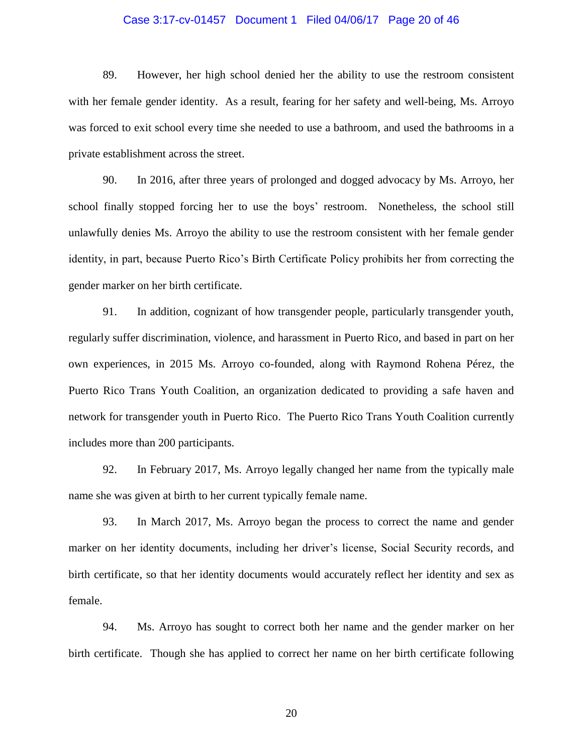89. However, her high school denied her the ability to use the restroom consistent with her female gender identity. As a result, fearing for her safety and well-being, Ms. Arroyo was forced to exit school every time she needed to use a bathroom, and used the bathrooms in a private establishment across the street.

90. In 2016, after three years of prolonged and dogged advocacy by Ms. Arroyo, her school finally stopped forcing her to use the boys' restroom. Nonetheless, the school still unlawfully denies Ms. Arroyo the ability to use the restroom consistent with her female gender identity, in part, because Puerto Rico's Birth Certificate Policy prohibits her from correcting the gender marker on her birth certificate.

91. In addition, cognizant of how transgender people, particularly transgender youth, regularly suffer discrimination, violence, and harassment in Puerto Rico, and based in part on her own experiences, in 2015 Ms. Arroyo co-founded, along with Raymond Rohena Pérez, the Puerto Rico Trans Youth Coalition, an organization dedicated to providing a safe haven and network for transgender youth in Puerto Rico. The Puerto Rico Trans Youth Coalition currently includes more than 200 participants.

92. In February 2017, Ms. Arroyo legally changed her name from the typically male name she was given at birth to her current typically female name.

93. In March 2017, Ms. Arroyo began the process to correct the name and gender marker on her identity documents, including her driver's license, Social Security records, and birth certificate, so that her identity documents would accurately reflect her identity and sex as female.

94. Ms. Arroyo has sought to correct both her name and the gender marker on her birth certificate. Though she has applied to correct her name on her birth certificate following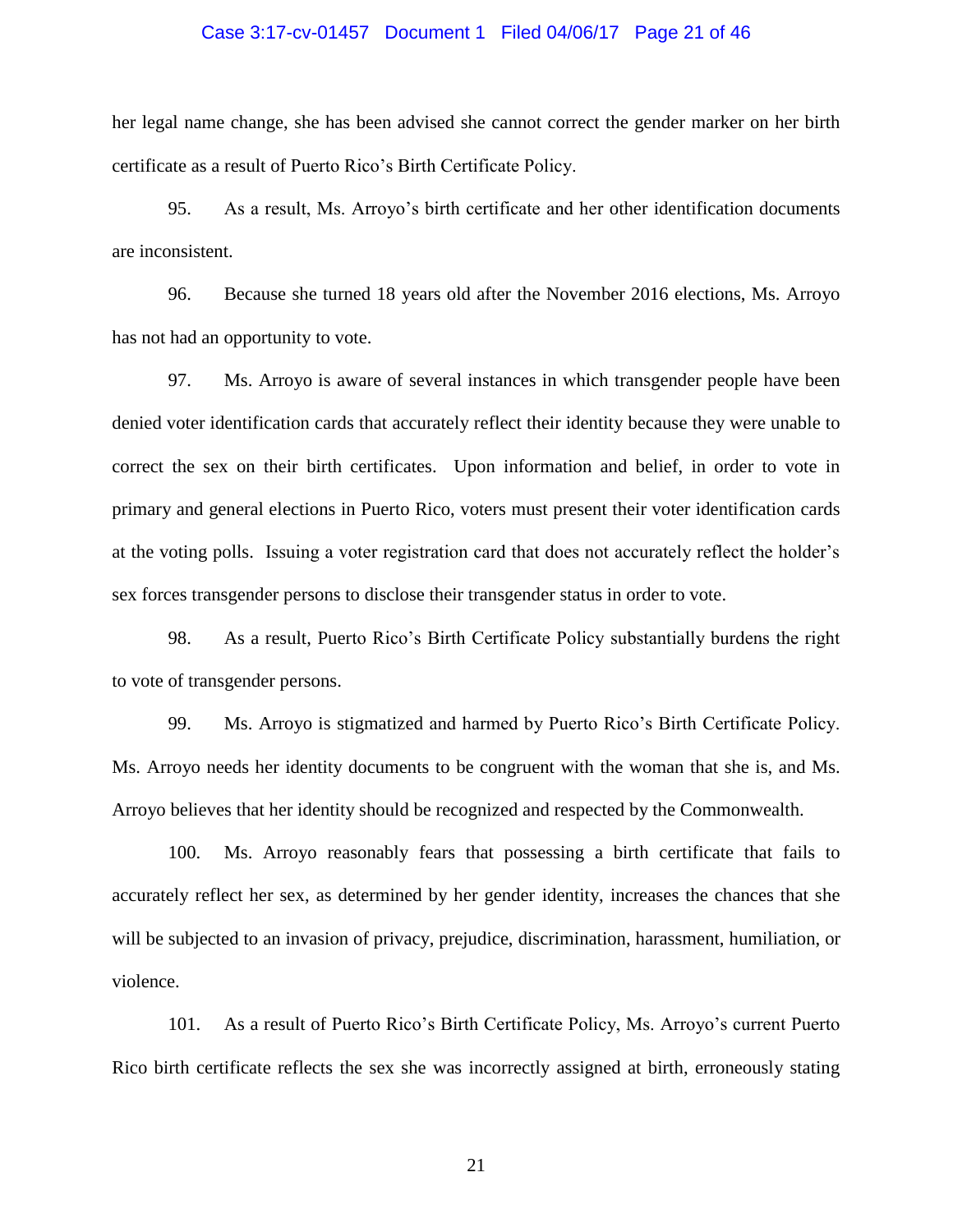her legal name change, she has been advised she cannot correct the gender marker on her birth certificate as a result of Puerto Rico's Birth Certificate Policy.

95. As a result, Ms. Arroyo's birth certificate and her other identification documents are inconsistent.

96. Because she turned 18 years old after the November 2016 elections, Ms. Arroyo has not had an opportunity to vote.

97. Ms. Arroyo is aware of several instances in which transgender people have been denied voter identification cards that accurately reflect their identity because they were unable to correct the sex on their birth certificates. Upon information and belief, in order to vote in primary and general elections in Puerto Rico, voters must present their voter identification cards at the voting polls. Issuing a voter registration card that does not accurately reflect the holder's sex forces transgender persons to disclose their transgender status in order to vote.

98. As a result, Puerto Rico's Birth Certificate Policy substantially burdens the right to vote of transgender persons.

99. Ms. Arroyo is stigmatized and harmed by Puerto Rico's Birth Certificate Policy. Ms. Arroyo needs her identity documents to be congruent with the woman that she is, and Ms. Arroyo believes that her identity should be recognized and respected by the Commonwealth.

100. Ms. Arroyo reasonably fears that possessing a birth certificate that fails to accurately reflect her sex, as determined by her gender identity, increases the chances that she will be subjected to an invasion of privacy, prejudice, discrimination, harassment, humiliation, or violence.

101. As a result of Puerto Rico's Birth Certificate Policy, Ms. Arroyo's current Puerto Rico birth certificate reflects the sex she was incorrectly assigned at birth, erroneously stating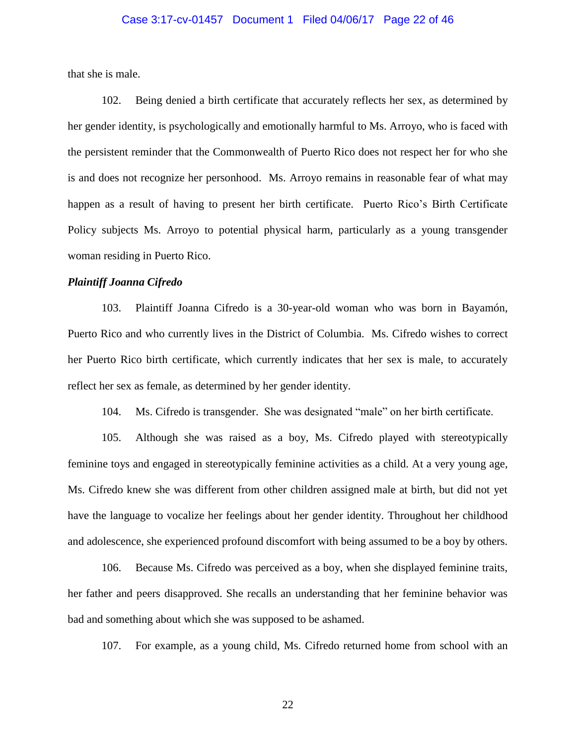that she is male.

102. Being denied a birth certificate that accurately reflects her sex, as determined by her gender identity, is psychologically and emotionally harmful to Ms. Arroyo, who is faced with the persistent reminder that the Commonwealth of Puerto Rico does not respect her for who she is and does not recognize her personhood. Ms. Arroyo remains in reasonable fear of what may happen as a result of having to present her birth certificate. Puerto Rico's Birth Certificate Policy subjects Ms. Arroyo to potential physical harm, particularly as a young transgender woman residing in Puerto Rico.

***Plaintiff Joanna Cifredo***

103. Plaintiff Joanna Cifredo is a 30-year-old woman who was born in Bayamón, Puerto Rico and who currently lives in the District of Columbia. Ms. Cifredo wishes to correct her Puerto Rico birth certificate, which currently indicates that her sex is male, to accurately reflect her sex as female, as determined by her gender identity.

104. Ms. Cifredo is transgender. She was designated "male" on her birth certificate.

105. Although she was raised as a boy, Ms. Cifredo played with stereotypically feminine toys and engaged in stereotypically feminine activities as a child. At a very young age, Ms. Cifredo knew she was different from other children assigned male at birth, but did not yet have the language to vocalize her feelings about her gender identity. Throughout her childhood and adolescence, she experienced profound discomfort with being assumed to be a boy by others.

106. Because Ms. Cifredo was perceived as a boy, when she displayed feminine traits, her father and peers disapproved. She recalls an understanding that her feminine behavior was bad and something about which she was supposed to be ashamed.

107. For example, as a young child, Ms. Cifredo returned home from school with an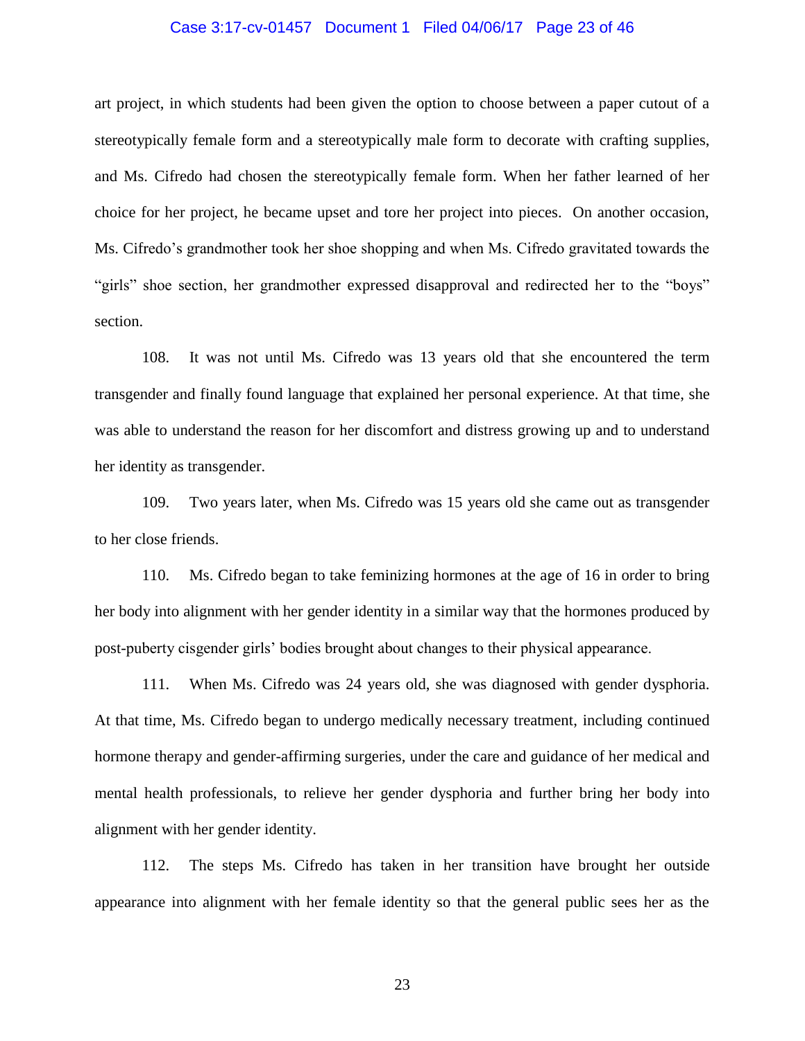art project, in which students had been given the option to choose between a paper cutout of a stereotypically female form and a stereotypically male form to decorate with crafting supplies, and Ms. Cifredo had chosen the stereotypically female form. When her father learned of her choice for her project, he became upset and tore her project into pieces. On another occasion, Ms. Cifredo's grandmother took her shoe shopping and when Ms. Cifredo gravitated towards the "girls" shoe section, her grandmother expressed disapproval and redirected her to the "boys" section.

108. It was not until Ms. Cifredo was 13 years old that she encountered the term transgender and finally found language that explained her personal experience. At that time, she was able to understand the reason for her discomfort and distress growing up and to understand her identity as transgender.

109. Two years later, when Ms. Cifredo was 15 years old she came out as transgender to her close friends.

110. Ms. Cifredo began to take feminizing hormones at the age of 16 in order to bring her body into alignment with her gender identity in a similar way that the hormones produced by post-puberty cisgender girls' bodies brought about changes to their physical appearance.

111. When Ms. Cifredo was 24 years old, she was diagnosed with gender dysphoria. At that time, Ms. Cifredo began to undergo medically necessary treatment, including continued hormone therapy and gender-affirming surgeries, under the care and guidance of her medical and mental health professionals, to relieve her gender dysphoria and further bring her body into alignment with her gender identity.

112. The steps Ms. Cifredo has taken in her transition have brought her outside appearance into alignment with her female identity so that the general public sees her as the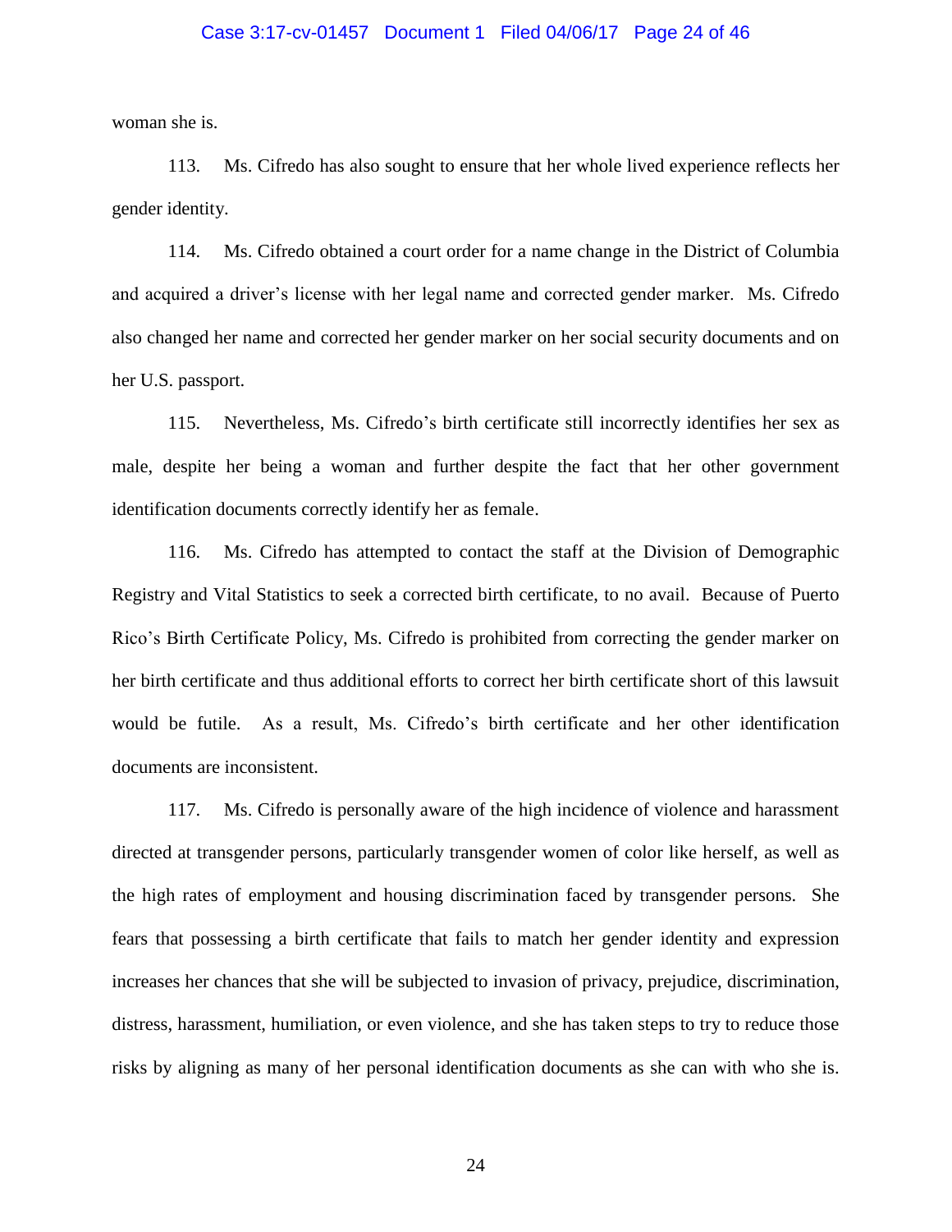woman she is.

113. Ms. Cifredo has also sought to ensure that her whole lived experience reflects her gender identity.

114. Ms. Cifredo obtained a court order for a name change in the District of Columbia and acquired a driver's license with her legal name and corrected gender marker. Ms. Cifredo also changed her name and corrected her gender marker on her social security documents and on her U.S. passport.

115. Nevertheless, Ms. Cifredo's birth certificate still incorrectly identifies her sex as male, despite her being a woman and further despite the fact that her other government identification documents correctly identify her as female.

116. Ms. Cifredo has attempted to contact the staff at the Division of Demographic Registry and Vital Statistics to seek a corrected birth certificate, to no avail. Because of Puerto Rico's Birth Certificate Policy, Ms. Cifredo is prohibited from correcting the gender marker on her birth certificate and thus additional efforts to correct her birth certificate short of this lawsuit would be futile. As a result, Ms. Cifredo's birth certificate and her other identification documents are inconsistent.

117. Ms. Cifredo is personally aware of the high incidence of violence and harassment directed at transgender persons, particularly transgender women of color like herself, as well as the high rates of employment and housing discrimination faced by transgender persons. She fears that possessing a birth certificate that fails to match her gender identity and expression increases her chances that she will be subjected to invasion of privacy, prejudice, discrimination, distress, harassment, humiliation, or even violence, and she has taken steps to try to reduce those risks by aligning as many of her personal identification documents as she can with who she is.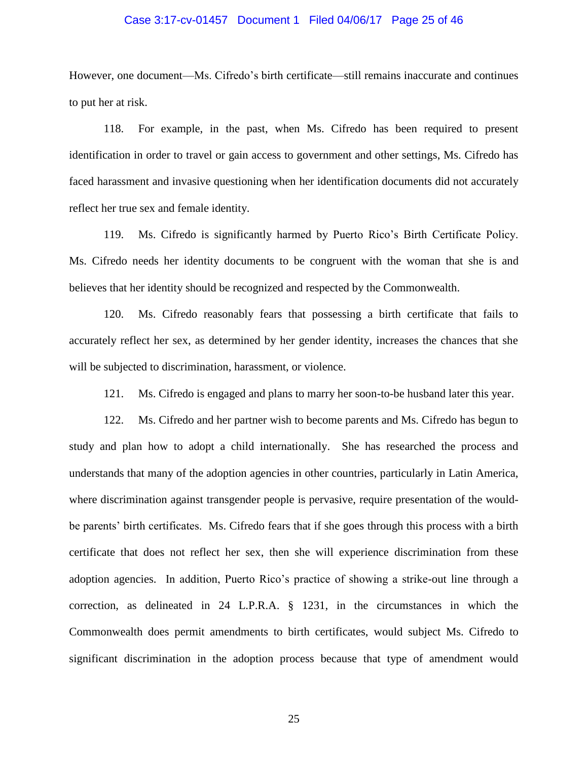However, one document—Ms. Cifredo's birth certificate—still remains inaccurate and continues to put her at risk.

118. For example, in the past, when Ms. Cifredo has been required to present identification in order to travel or gain access to government and other settings, Ms. Cifredo has faced harassment and invasive questioning when her identification documents did not accurately reflect her true sex and female identity.

119. Ms. Cifredo is significantly harmed by Puerto Rico's Birth Certificate Policy. Ms. Cifredo needs her identity documents to be congruent with the woman that she is and believes that her identity should be recognized and respected by the Commonwealth.

120. Ms. Cifredo reasonably fears that possessing a birth certificate that fails to accurately reflect her sex, as determined by her gender identity, increases the chances that she will be subjected to discrimination, harassment, or violence.

121. Ms. Cifredo is engaged and plans to marry her soon-to-be husband later this year.

122. Ms. Cifredo and her partner wish to become parents and Ms. Cifredo has begun to study and plan how to adopt a child internationally. She has researched the process and understands that many of the adoption agencies in other countries, particularly in Latin America, where discrimination against transgender people is pervasive, require presentation of the would-be parents' birth certificates. Ms. Cifredo fears that if she goes through this process with a birth certificate that does not reflect her sex, then she will experience discrimination from these adoption agencies. In addition, Puerto Rico's practice of showing a strike-out line through a correction, as delineated in 24 L.P.R.A. § 1231, in the circumstances in which the Commonwealth does permit amendments to birth certificates, would subject Ms. Cifredo to significant discrimination in the adoption process because that type of amendment would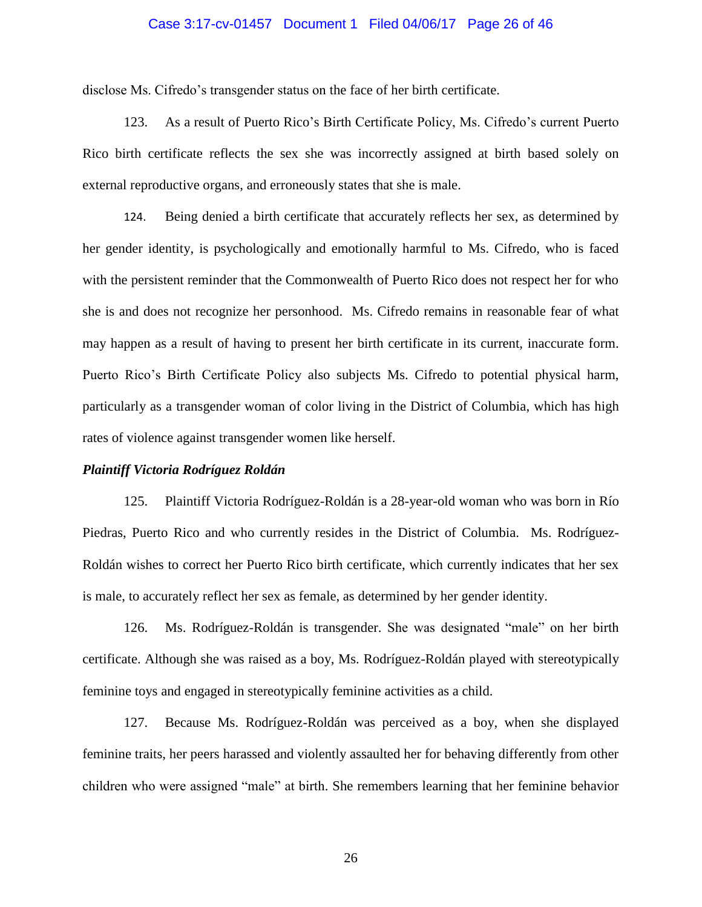disclose Ms. Cifredo's transgender status on the face of her birth certificate.

123. As a result of Puerto Rico's Birth Certificate Policy, Ms. Cifredo's current Puerto Rico birth certificate reflects the sex she was incorrectly assigned at birth based solely on external reproductive organs, and erroneously states that she is male.

124. Being denied a birth certificate that accurately reflects her sex, as determined by her gender identity, is psychologically and emotionally harmful to Ms. Cifredo, who is faced with the persistent reminder that the Commonwealth of Puerto Rico does not respect her for who she is and does not recognize her personhood. Ms. Cifredo remains in reasonable fear of what may happen as a result of having to present her birth certificate in its current, inaccurate form. Puerto Rico's Birth Certificate Policy also subjects Ms. Cifredo to potential physical harm, particularly as a transgender woman of color living in the District of Columbia, which has high rates of violence against transgender women like herself.

***Plaintiff Victoria Rodríguez Roldán***

125. Plaintiff Victoria Rodríguez-Roldán is a 28-year-old woman who was born in Río Piedras, Puerto Rico and who currently resides in the District of Columbia. Ms. Rodríguez-Roldán wishes to correct her Puerto Rico birth certificate, which currently indicates that her sex is male, to accurately reflect her sex as female, as determined by her gender identity.

126. Ms. Rodríguez-Roldán is transgender. She was designated "male" on her birth certificate. Although she was raised as a boy, Ms. Rodríguez-Roldán played with stereotypically feminine toys and engaged in stereotypically feminine activities as a child.

127. Because Ms. Rodríguez-Roldán was perceived as a boy, when she displayed feminine traits, her peers harassed and violently assaulted her for behaving differently from other children who were assigned "male" at birth. She remembers learning that her feminine behavior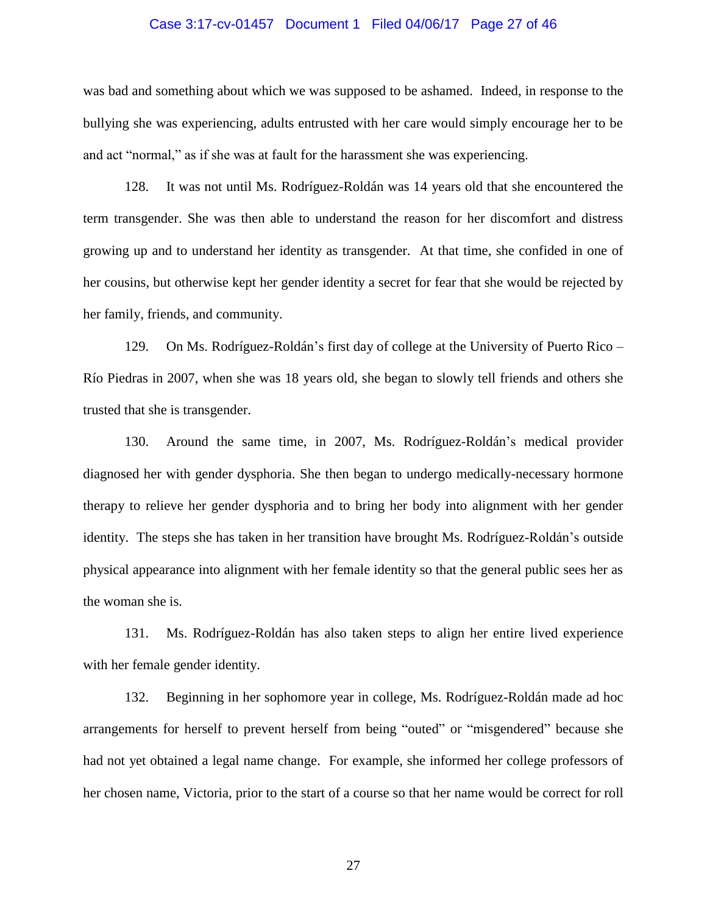was bad and something about which we was supposed to be ashamed. Indeed, in response to the bullying she was experiencing, adults entrusted with her care would simply encourage her to be and act "normal," as if she was at fault for the harassment she was experiencing.

128. It was not until Ms. Rodríguez-Roldán was 14 years old that she encountered the term transgender. She was then able to understand the reason for her discomfort and distress growing up and to understand her identity as transgender. At that time, she confided in one of her cousins, but otherwise kept her gender identity a secret for fear that she would be rejected by her family, friends, and community.

129. On Ms. Rodríguez-Roldán's first day of college at the University of Puerto Rico – Río Piedras in 2007, when she was 18 years old, she began to slowly tell friends and others she trusted that she is transgender.

130. Around the same time, in 2007, Ms. Rodríguez-Roldán's medical provider diagnosed her with gender dysphoria. She then began to undergo medically-necessary hormone therapy to relieve her gender dysphoria and to bring her body into alignment with her gender identity. The steps she has taken in her transition have brought Ms. Rodríguez-Roldán's outside physical appearance into alignment with her female identity so that the general public sees her as the woman she is.

131. Ms. Rodríguez-Roldán has also taken steps to align her entire lived experience with her female gender identity.

132. Beginning in her sophomore year in college, Ms. Rodríguez-Roldán made ad hoc arrangements for herself to prevent herself from being "outed" or "misgendered" because she had not yet obtained a legal name change. For example, she informed her college professors of her chosen name, Victoria, prior to the start of a course so that her name would be correct for roll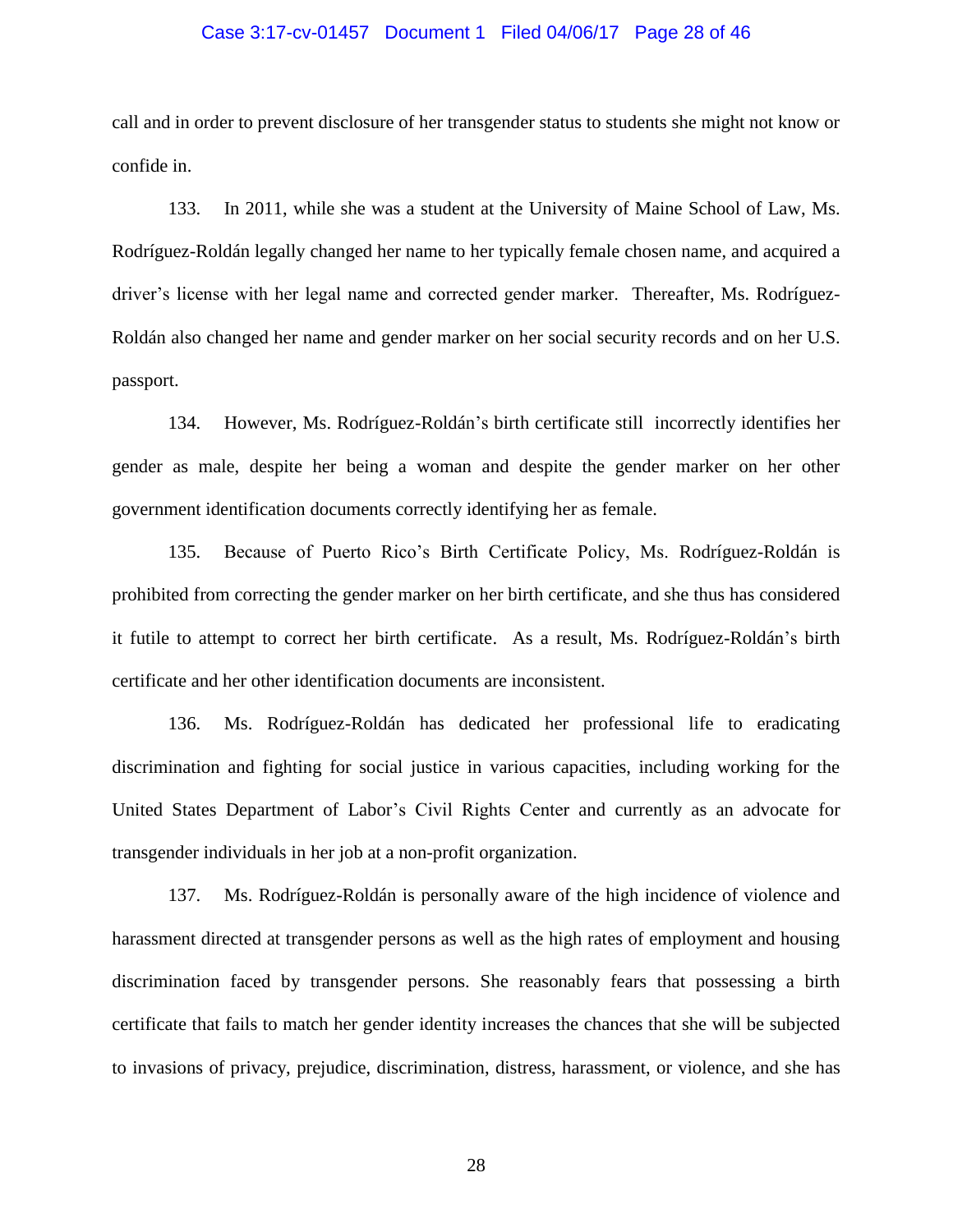call and in order to prevent disclosure of her transgender status to students she might not know or confide in.

133. In 2011, while she was a student at the University of Maine School of Law, Ms. Rodríguez-Roldán legally changed her name to her typically female chosen name, and acquired a driver's license with her legal name and corrected gender marker. Thereafter, Ms. Rodríguez-Roldán also changed her name and gender marker on her social security records and on her U.S. passport.

134. However, Ms. Rodríguez-Roldán's birth certificate still incorrectly identifies her gender as male, despite her being a woman and despite the gender marker on her other government identification documents correctly identifying her as female.

135. Because of Puerto Rico's Birth Certificate Policy, Ms. Rodríguez-Roldán is prohibited from correcting the gender marker on her birth certificate, and she thus has considered it futile to attempt to correct her birth certificate. As a result, Ms. Rodríguez-Roldán's birth certificate and her other identification documents are inconsistent.

136. Ms. Rodríguez-Roldán has dedicated her professional life to eradicating discrimination and fighting for social justice in various capacities, including working for the United States Department of Labor's Civil Rights Center and currently as an advocate for transgender individuals in her job at a non-profit organization.

137. Ms. Rodríguez-Roldán is personally aware of the high incidence of violence and harassment directed at transgender persons as well as the high rates of employment and housing discrimination faced by transgender persons. She reasonably fears that possessing a birth certificate that fails to match her gender identity increases the chances that she will be subjected to invasions of privacy, prejudice, discrimination, distress, harassment, or violence, and she has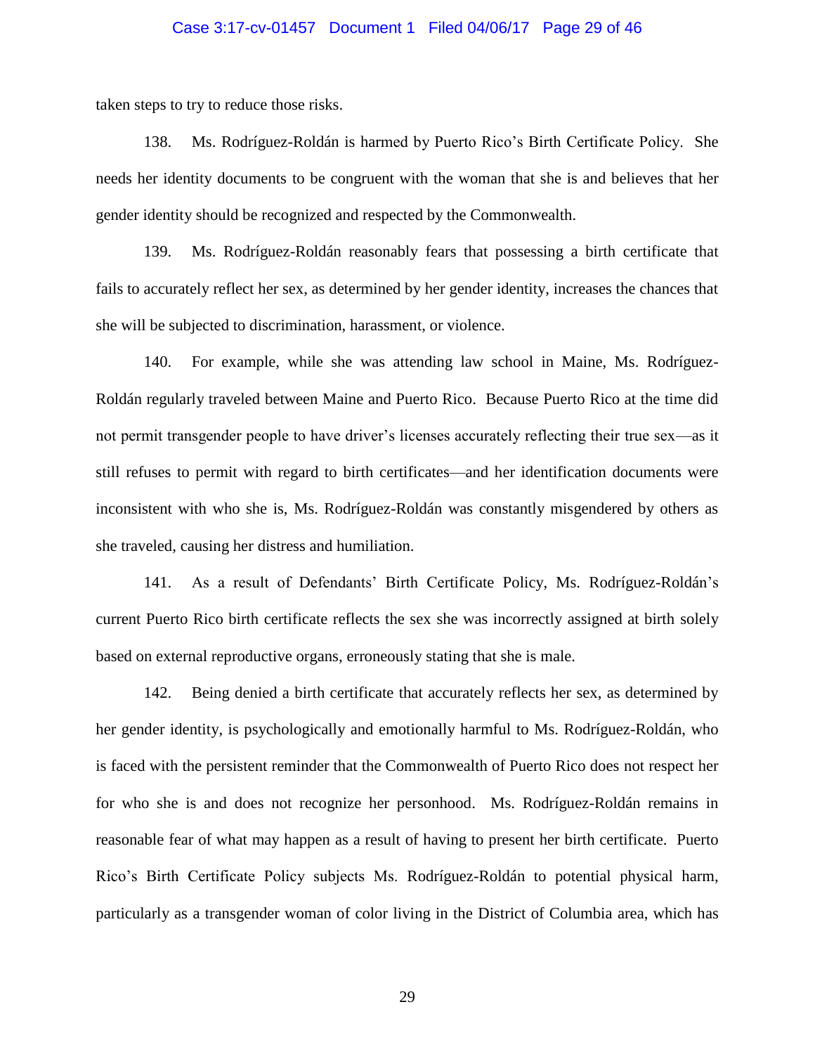taken steps to try to reduce those risks.

138. Ms. Rodríguez-Roldán is harmed by Puerto Rico's Birth Certificate Policy. She needs her identity documents to be congruent with the woman that she is and believes that her gender identity should be recognized and respected by the Commonwealth.

139. Ms. Rodríguez-Roldán reasonably fears that possessing a birth certificate that fails to accurately reflect her sex, as determined by her gender identity, increases the chances that she will be subjected to discrimination, harassment, or violence.

140. For example, while she was attending law school in Maine, Ms. Rodríguez-Roldán regularly traveled between Maine and Puerto Rico. Because Puerto Rico at the time did not permit transgender people to have driver's licenses accurately reflecting their true sex—as it still refuses to permit with regard to birth certificates—and her identification documents were inconsistent with who she is, Ms. Rodríguez-Roldán was constantly misgendered by others as she traveled, causing her distress and humiliation.

141. As a result of Defendants' Birth Certificate Policy, Ms. Rodríguez-Roldán's current Puerto Rico birth certificate reflects the sex she was incorrectly assigned at birth solely based on external reproductive organs, erroneously stating that she is male.

142. Being denied a birth certificate that accurately reflects her sex, as determined by her gender identity, is psychologically and emotionally harmful to Ms. Rodríguez-Roldán, who is faced with the persistent reminder that the Commonwealth of Puerto Rico does not respect her for who she is and does not recognize her personhood. Ms. Rodríguez-Roldán remains in reasonable fear of what may happen as a result of having to present her birth certificate. Puerto Rico's Birth Certificate Policy subjects Ms. Rodríguez-Roldán to potential physical harm, particularly as a transgender woman of color living in the District of Columbia area, which has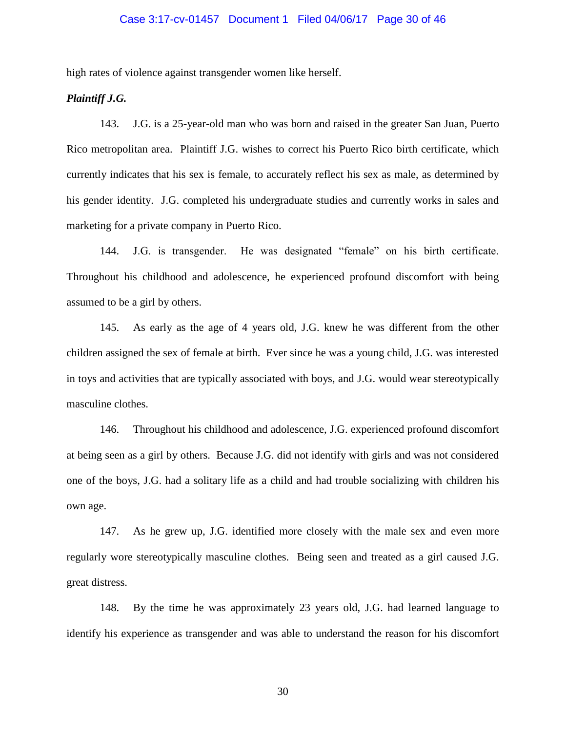high rates of violence against transgender women like herself.

***Plaintiff J.G.***

143. J.G. is a 25-year-old man who was born and raised in the greater San Juan, Puerto Rico metropolitan area. Plaintiff J.G. wishes to correct his Puerto Rico birth certificate, which currently indicates that his sex is female, to accurately reflect his sex as male, as determined by his gender identity. J.G. completed his undergraduate studies and currently works in sales and marketing for a private company in Puerto Rico.

144. J.G. is transgender. He was designated "female" on his birth certificate. Throughout his childhood and adolescence, he experienced profound discomfort with being assumed to be a girl by others.

145. As early as the age of 4 years old, J.G. knew he was different from the other children assigned the sex of female at birth. Ever since he was a young child, J.G. was interested in toys and activities that are typically associated with boys, and J.G. would wear stereotypically masculine clothes.

146. Throughout his childhood and adolescence, J.G. experienced profound discomfort at being seen as a girl by others. Because J.G. did not identify with girls and was not considered one of the boys, J.G. had a solitary life as a child and had trouble socializing with children his own age.

147. As he grew up, J.G. identified more closely with the male sex and even more regularly wore stereotypically masculine clothes. Being seen and treated as a girl caused J.G. great distress.

148. By the time he was approximately 23 years old, J.G. had learned language to identify his experience as transgender and was able to understand the reason for his discomfort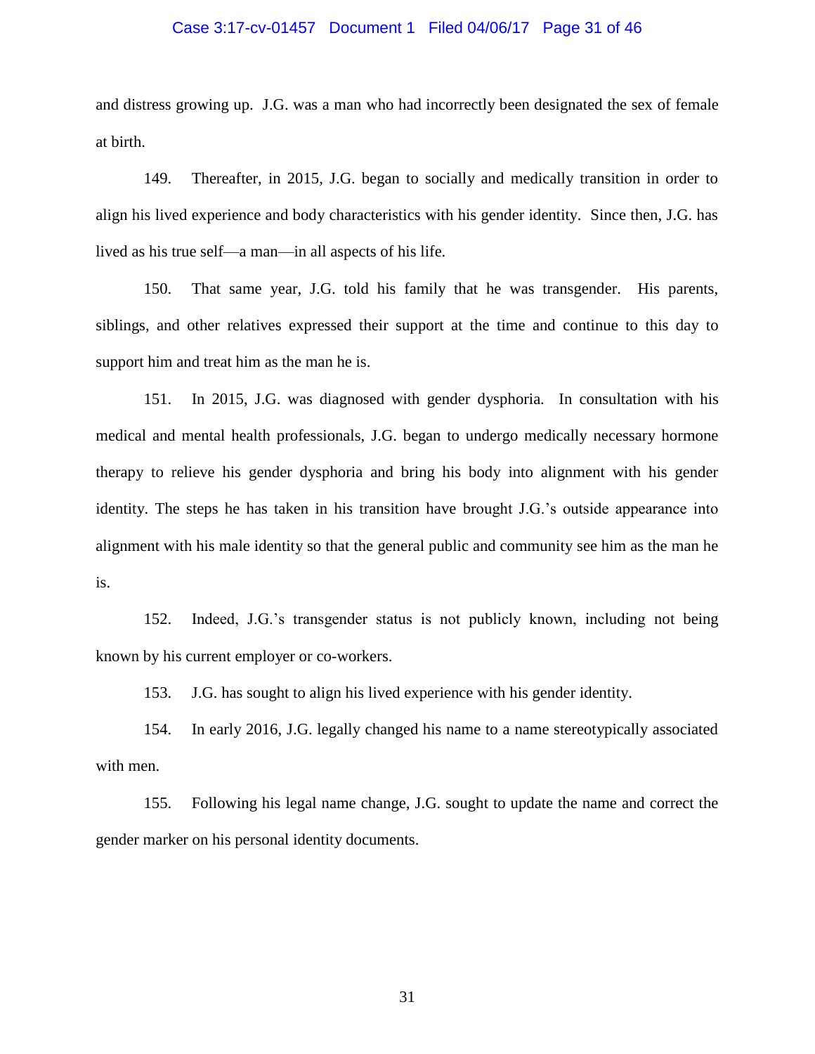and distress growing up. J.G. was a man who had incorrectly been designated the sex of female at birth.

149. Thereafter, in 2015, J.G. began to socially and medically transition in order to align his lived experience and body characteristics with his gender identity. Since then, J.G. has lived as his true self—a man—in all aspects of his life.

150. That same year, J.G. told his family that he was transgender. His parents, siblings, and other relatives expressed their support at the time and continue to this day to support him and treat him as the man he is.

151. In 2015, J.G. was diagnosed with gender dysphoria. In consultation with his medical and mental health professionals, J.G. began to undergo medically necessary hormone therapy to relieve his gender dysphoria and bring his body into alignment with his gender identity. The steps he has taken in his transition have brought J.G.'s outside appearance into alignment with his male identity so that the general public and community see him as the man he is.

152. Indeed, J.G.'s transgender status is not publicly known, including not being known by his current employer or co-workers.

153. J.G. has sought to align his lived experience with his gender identity.

154. In early 2016, J.G. legally changed his name to a name stereotypically associated with men.

155. Following his legal name change, J.G. sought to update the name and correct the gender marker on his personal identity documents.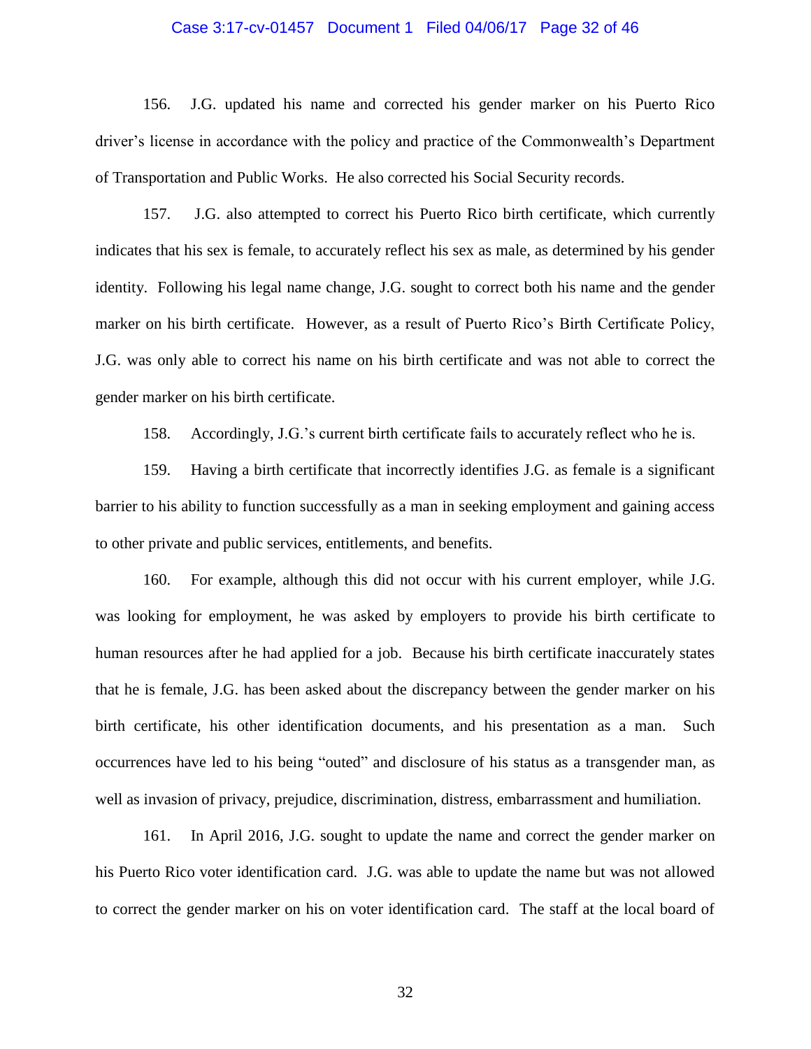156. J.G. updated his name and corrected his gender marker on his Puerto Rico driver's license in accordance with the policy and practice of the Commonwealth's Department of Transportation and Public Works. He also corrected his Social Security records.

157. J.G. also attempted to correct his Puerto Rico birth certificate, which currently indicates that his sex is female, to accurately reflect his sex as male, as determined by his gender identity. Following his legal name change, J.G. sought to correct both his name and the gender marker on his birth certificate. However, as a result of Puerto Rico's Birth Certificate Policy, J.G. was only able to correct his name on his birth certificate and was not able to correct the gender marker on his birth certificate.

158. Accordingly, J.G.'s current birth certificate fails to accurately reflect who he is.

159. Having a birth certificate that incorrectly identifies J.G. as female is a significant barrier to his ability to function successfully as a man in seeking employment and gaining access to other private and public services, entitlements, and benefits.

160. For example, although this did not occur with his current employer, while J.G. was looking for employment, he was asked by employers to provide his birth certificate to human resources after he had applied for a job. Because his birth certificate inaccurately states that he is female, J.G. has been asked about the discrepancy between the gender marker on his birth certificate, his other identification documents, and his presentation as a man. Such occurrences have led to his being "outed" and disclosure of his status as a transgender man, as well as invasion of privacy, prejudice, discrimination, distress, embarrassment and humiliation.

161. In April 2016, J.G. sought to update the name and correct the gender marker on his Puerto Rico voter identification card. J.G. was able to update the name but was not allowed to correct the gender marker on his on voter identification card. The staff at the local board of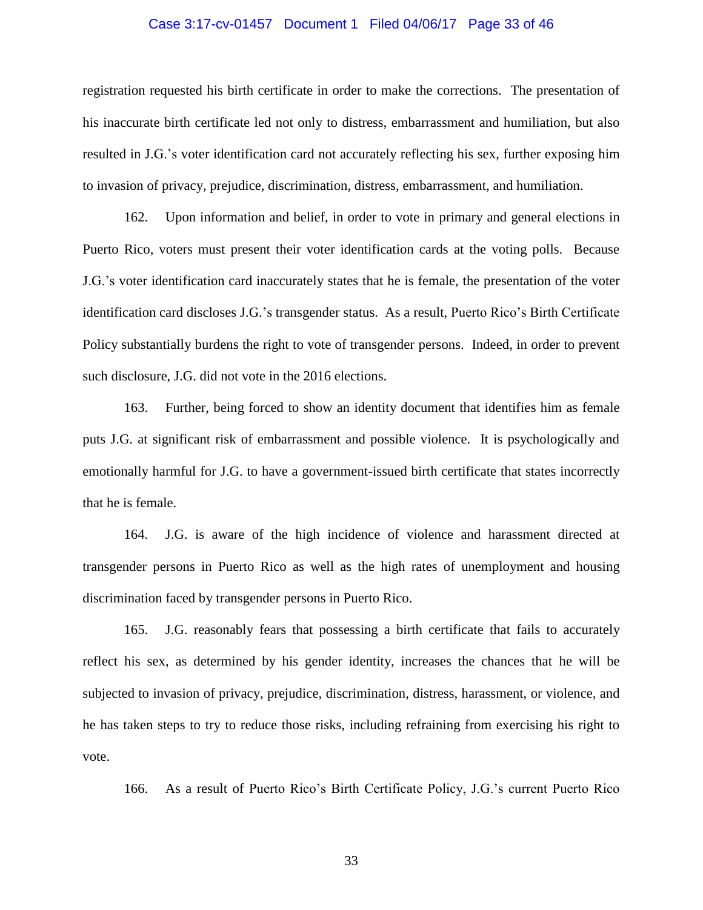registration requested his birth certificate in order to make the corrections. The presentation of his inaccurate birth certificate led not only to distress, embarrassment and humiliation, but also resulted in J.G.'s voter identification card not accurately reflecting his sex, further exposing him to invasion of privacy, prejudice, discrimination, distress, embarrassment, and humiliation.

162. Upon information and belief, in order to vote in primary and general elections in Puerto Rico, voters must present their voter identification cards at the voting polls. Because J.G.'s voter identification card inaccurately states that he is female, the presentation of the voter identification card discloses J.G.'s transgender status. As a result, Puerto Rico's Birth Certificate Policy substantially burdens the right to vote of transgender persons. Indeed, in order to prevent such disclosure, J.G. did not vote in the 2016 elections.

163. Further, being forced to show an identity document that identifies him as female puts J.G. at significant risk of embarrassment and possible violence. It is psychologically and emotionally harmful for J.G. to have a government-issued birth certificate that states incorrectly that he is female.

164. J.G. is aware of the high incidence of violence and harassment directed at transgender persons in Puerto Rico as well as the high rates of unemployment and housing discrimination faced by transgender persons in Puerto Rico.

165. J.G. reasonably fears that possessing a birth certificate that fails to accurately reflect his sex, as determined by his gender identity, increases the chances that he will be subjected to invasion of privacy, prejudice, discrimination, distress, harassment, or violence, and he has taken steps to try to reduce those risks, including refraining from exercising his right to vote.

166. As a result of Puerto Rico's Birth Certificate Policy, J.G.'s current Puerto Rico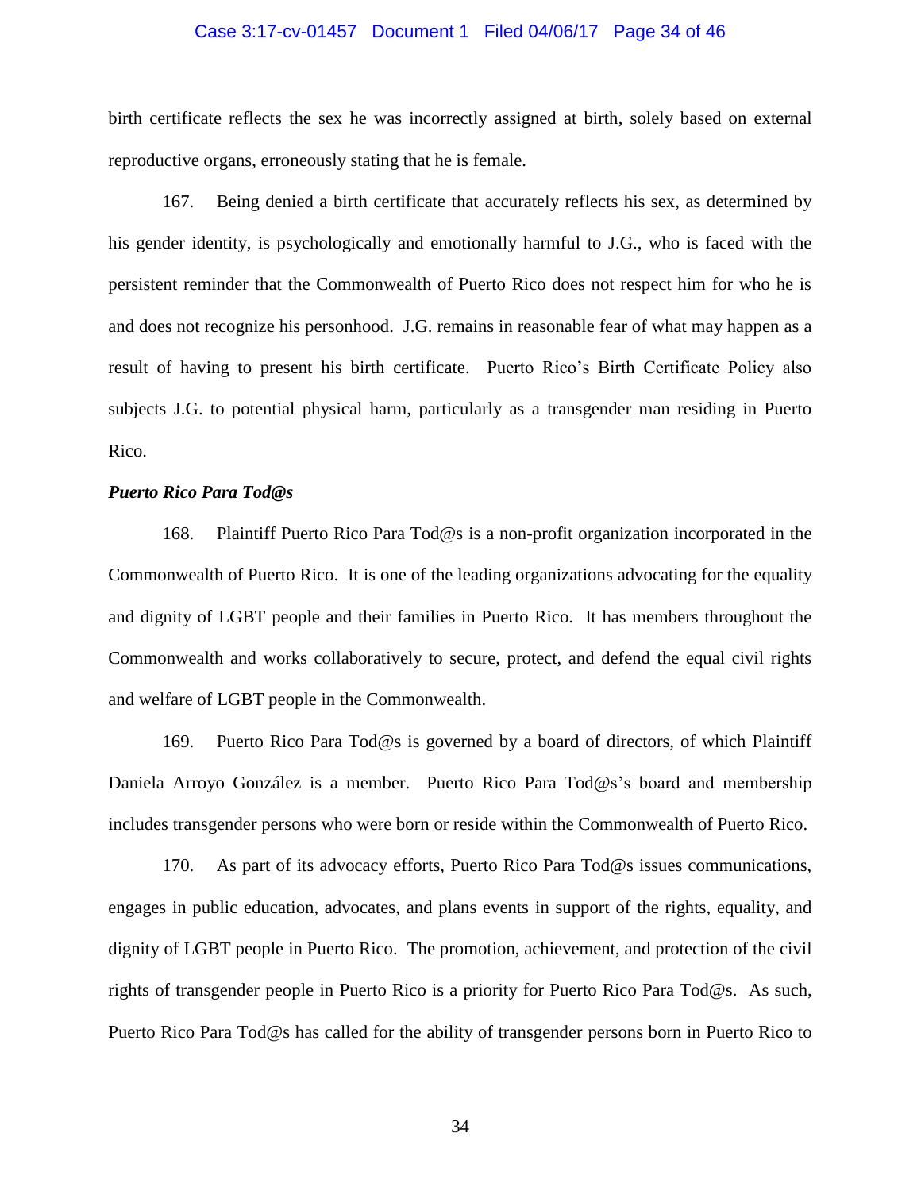birth certificate reflects the sex he was incorrectly assigned at birth, solely based on external reproductive organs, erroneously stating that he is female.

167. Being denied a birth certificate that accurately reflects his sex, as determined by his gender identity, is psychologically and emotionally harmful to J.G., who is faced with the persistent reminder that the Commonwealth of Puerto Rico does not respect him for who he is and does not recognize his personhood. J.G. remains in reasonable fear of what may happen as a result of having to present his birth certificate. Puerto Rico's Birth Certificate Policy also subjects J.G. to potential physical harm, particularly as a transgender man residing in Puerto Rico.

***Puerto Rico Para Tod@s***

168. Plaintiff Puerto Rico Para Tod@s is a non-profit organization incorporated in the Commonwealth of Puerto Rico. It is one of the leading organizations advocating for the equality and dignity of LGBT people and their families in Puerto Rico. It has members throughout the Commonwealth and works collaboratively to secure, protect, and defend the equal civil rights and welfare of LGBT people in the Commonwealth.

169. Puerto Rico Para Tod@s is governed by a board of directors, of which Plaintiff Daniela Arroyo González is a member. Puerto Rico Para Tod@s's board and membership includes transgender persons who were born or reside within the Commonwealth of Puerto Rico.

170. As part of its advocacy efforts, Puerto Rico Para Tod@s issues communications, engages in public education, advocates, and plans events in support of the rights, equality, and dignity of LGBT people in Puerto Rico. The promotion, achievement, and protection of the civil rights of transgender people in Puerto Rico is a priority for Puerto Rico Para Tod@s. As such, Puerto Rico Para Tod@s has called for the ability of transgender persons born in Puerto Rico to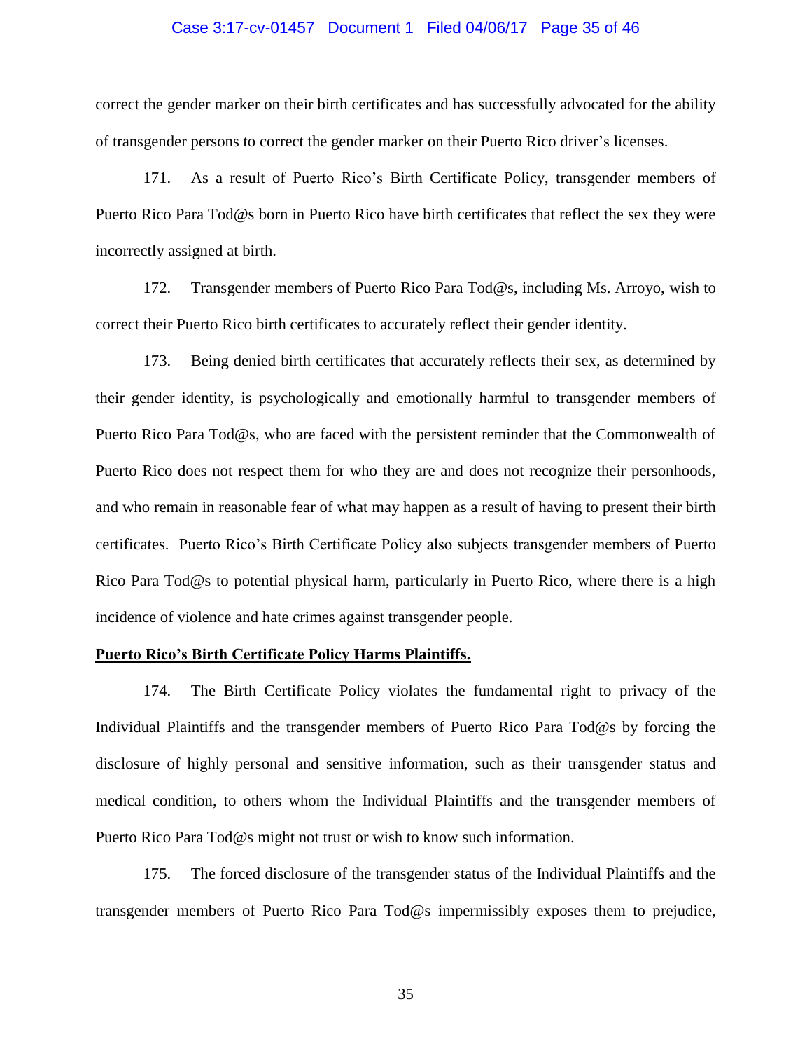correct the gender marker on their birth certificates and has successfully advocated for the ability of transgender persons to correct the gender marker on their Puerto Rico driver's licenses.

171. As a result of Puerto Rico's Birth Certificate Policy, transgender members of Puerto Rico Para Tod@s born in Puerto Rico have birth certificates that reflect the sex they were incorrectly assigned at birth.

172. Transgender members of Puerto Rico Para Tod@s, including Ms. Arroyo, wish to correct their Puerto Rico birth certificates to accurately reflect their gender identity.

173. Being denied birth certificates that accurately reflects their sex, as determined by their gender identity, is psychologically and emotionally harmful to transgender members of Puerto Rico Para Tod@s, who are faced with the persistent reminder that the Commonwealth of Puerto Rico does not respect them for who they are and does not recognize their personhoods, and who remain in reasonable fear of what may happen as a result of having to present their birth certificates. Puerto Rico's Birth Certificate Policy also subjects transgender members of Puerto Rico Para Tod@s to potential physical harm, particularly in Puerto Rico, where there is a high incidence of violence and hate crimes against transgender people.

**Puerto Rico's Birth Certificate Policy Harms Plaintiffs.**

174. The Birth Certificate Policy violates the fundamental right to privacy of the Individual Plaintiffs and the transgender members of Puerto Rico Para Tod@s by forcing the disclosure of highly personal and sensitive information, such as their transgender status and medical condition, to others whom the Individual Plaintiffs and the transgender members of Puerto Rico Para Tod@s might not trust or wish to know such information.

175. The forced disclosure of the transgender status of the Individual Plaintiffs and the transgender members of Puerto Rico Para Tod@s impermissibly exposes them to prejudice,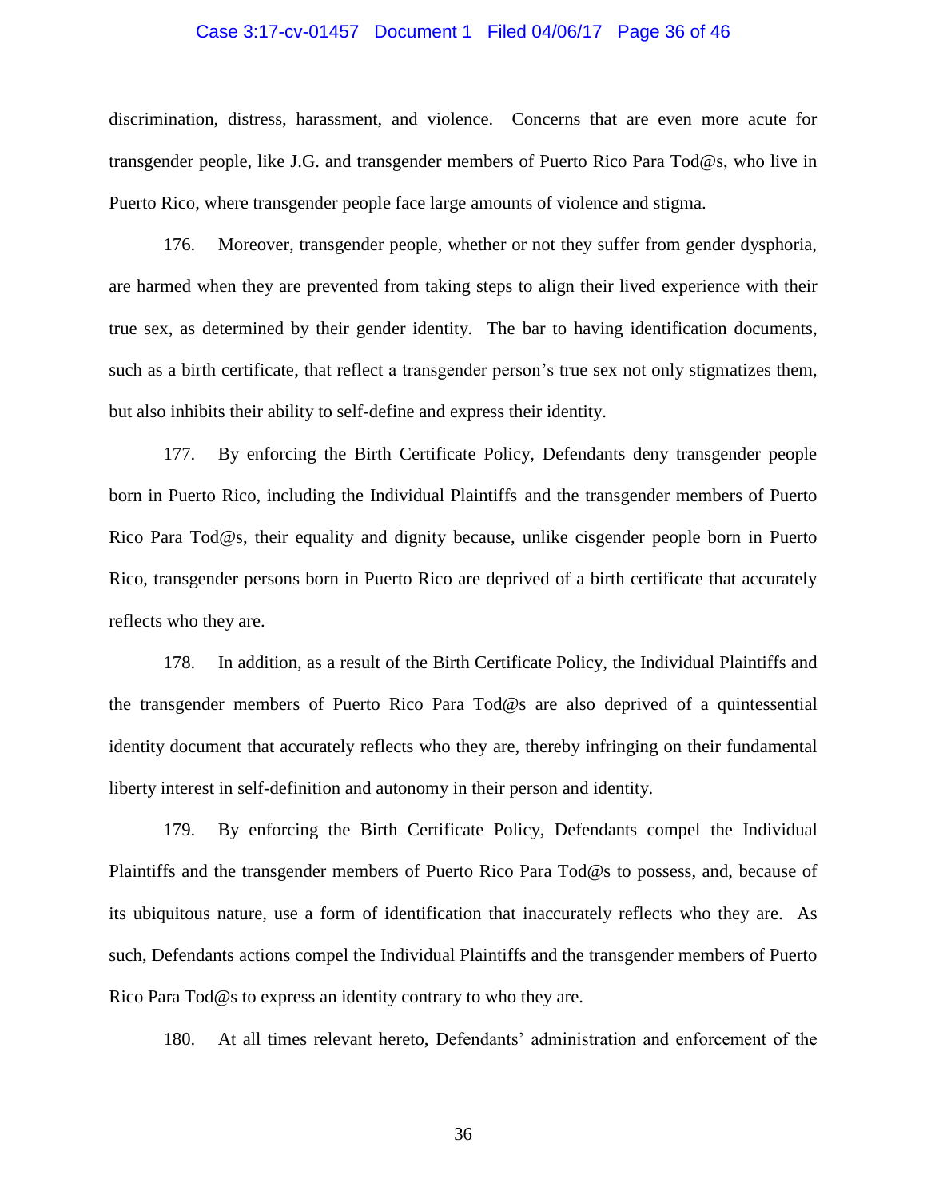discrimination, distress, harassment, and violence. Concerns that are even more acute for transgender people, like J.G. and transgender members of Puerto Rico Para Tod@s, who live in Puerto Rico, where transgender people face large amounts of violence and stigma.

176. Moreover, transgender people, whether or not they suffer from gender dysphoria, are harmed when they are prevented from taking steps to align their lived experience with their true sex, as determined by their gender identity. The bar to having identification documents, such as a birth certificate, that reflect a transgender person's true sex not only stigmatizes them, but also inhibits their ability to self-define and express their identity.

177. By enforcing the Birth Certificate Policy, Defendants deny transgender people born in Puerto Rico, including the Individual Plaintiffs and the transgender members of Puerto Rico Para Tod@s, their equality and dignity because, unlike cisgender people born in Puerto Rico, transgender persons born in Puerto Rico are deprived of a birth certificate that accurately reflects who they are.

178. In addition, as a result of the Birth Certificate Policy, the Individual Plaintiffs and the transgender members of Puerto Rico Para Tod@s are also deprived of a quintessential identity document that accurately reflects who they are, thereby infringing on their fundamental liberty interest in self-definition and autonomy in their person and identity.

179. By enforcing the Birth Certificate Policy, Defendants compel the Individual Plaintiffs and the transgender members of Puerto Rico Para Tod@s to possess, and, because of its ubiquitous nature, use a form of identification that inaccurately reflects who they are. As such, Defendants actions compel the Individual Plaintiffs and the transgender members of Puerto Rico Para Tod@s to express an identity contrary to who they are.

180. At all times relevant hereto, Defendants' administration and enforcement of the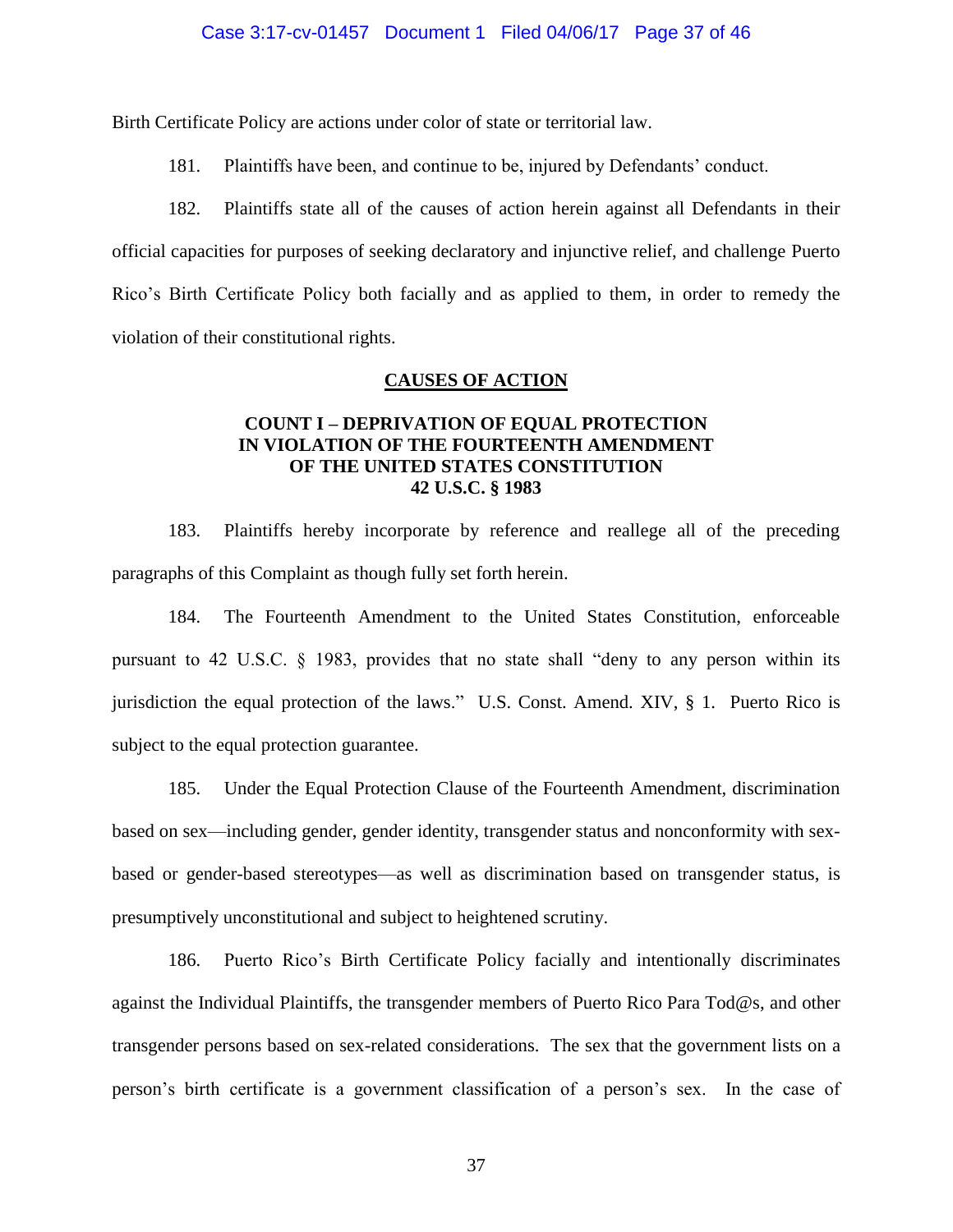Birth Certificate Policy are actions under color of state or territorial law.

181. Plaintiffs have been, and continue to be, injured by Defendants' conduct.

182. Plaintiffs state all of the causes of action herein against all Defendants in their official capacities for purposes of seeking declaratory and injunctive relief, and challenge Puerto Rico's Birth Certificate Policy both facially and as applied to them, in order to remedy the violation of their constitutional rights.

## CAUSES OF ACTION

### COUNT I – DEPRIVATION OF EQUAL PROTECTION IN VIOLATION OF THE FOURTEENTH AMENDMENT OF THE UNITED STATES CONSTITUTION 42 U.S.C. § 1983

183. Plaintiffs hereby incorporate by reference and reallege all of the preceding paragraphs of this Complaint as though fully set forth herein.

184. The Fourteenth Amendment to the United States Constitution, enforceable pursuant to 42 U.S.C. § 1983, provides that no state shall "deny to any person within its jurisdiction the equal protection of the laws." U.S. Const. Amend. XIV, § 1. Puerto Rico is subject to the equal protection guarantee.

185. Under the Equal Protection Clause of the Fourteenth Amendment, discrimination based on sex—including gender, gender identity, transgender status and nonconformity with sex-based or gender-based stereotypes—as well as discrimination based on transgender status, is presumptively unconstitutional and subject to heightened scrutiny.

186. Puerto Rico's Birth Certificate Policy facially and intentionally discriminates against the Individual Plaintiffs, the transgender members of Puerto Rico Para Tod@s, and other transgender persons based on sex-related considerations. The sex that the government lists on a person's birth certificate is a government classification of a person's sex. In the case of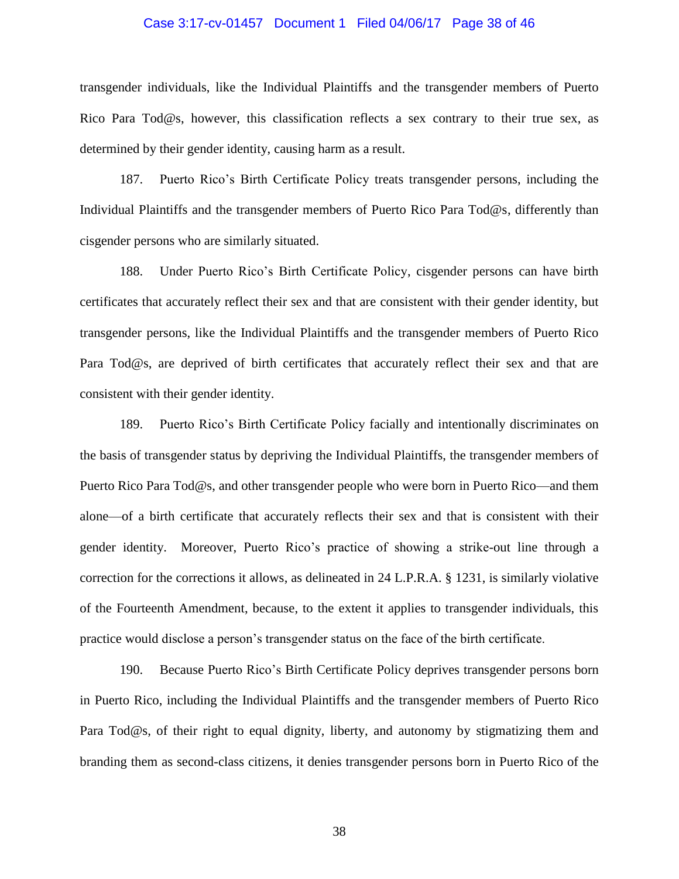transgender individuals, like the Individual Plaintiffs and the transgender members of Puerto Rico Para Tod@s, however, this classification reflects a sex contrary to their true sex, as determined by their gender identity, causing harm as a result.

187. Puerto Rico's Birth Certificate Policy treats transgender persons, including the Individual Plaintiffs and the transgender members of Puerto Rico Para Tod@s, differently than cisgender persons who are similarly situated.

188. Under Puerto Rico's Birth Certificate Policy, cisgender persons can have birth certificates that accurately reflect their sex and that are consistent with their gender identity, but transgender persons, like the Individual Plaintiffs and the transgender members of Puerto Rico Para Tod@s, are deprived of birth certificates that accurately reflect their sex and that are consistent with their gender identity.

189. Puerto Rico's Birth Certificate Policy facially and intentionally discriminates on the basis of transgender status by depriving the Individual Plaintiffs, the transgender members of Puerto Rico Para Tod@s, and other transgender people who were born in Puerto Rico—and them alone—of a birth certificate that accurately reflects their sex and that is consistent with their gender identity. Moreover, Puerto Rico's practice of showing a strike-out line through a correction for the corrections it allows, as delineated in 24 L.P.R.A. § 1231, is similarly violative of the Fourteenth Amendment, because, to the extent it applies to transgender individuals, this practice would disclose a person's transgender status on the face of the birth certificate.

190. Because Puerto Rico's Birth Certificate Policy deprives transgender persons born in Puerto Rico, including the Individual Plaintiffs and the transgender members of Puerto Rico Para Tod@s, of their right to equal dignity, liberty, and autonomy by stigmatizing them and branding them as second-class citizens, it denies transgender persons born in Puerto Rico of the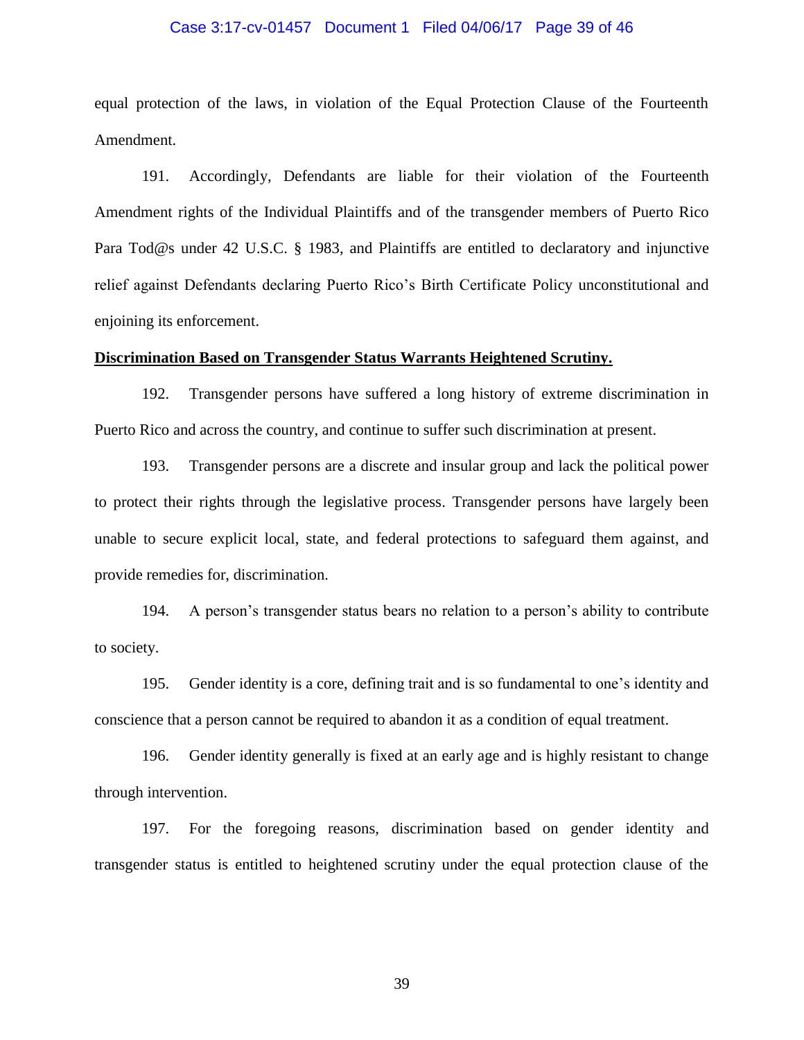equal protection of the laws, in violation of the Equal Protection Clause of the Fourteenth Amendment.

191. Accordingly, Defendants are liable for their violation of the Fourteenth Amendment rights of the Individual Plaintiffs and of the transgender members of Puerto Rico Para Tod@s under 42 U.S.C. § 1983, and Plaintiffs are entitled to declaratory and injunctive relief against Defendants declaring Puerto Rico's Birth Certificate Policy unconstitutional and enjoining its enforcement.

**Discrimination Based on Transgender Status Warrants Heightened Scrutiny.**

192. Transgender persons have suffered a long history of extreme discrimination in Puerto Rico and across the country, and continue to suffer such discrimination at present.

193. Transgender persons are a discrete and insular group and lack the political power to protect their rights through the legislative process. Transgender persons have largely been unable to secure explicit local, state, and federal protections to safeguard them against, and provide remedies for, discrimination.

194. A person's transgender status bears no relation to a person's ability to contribute to society.

195. Gender identity is a core, defining trait and is so fundamental to one's identity and conscience that a person cannot be required to abandon it as a condition of equal treatment.

196. Gender identity generally is fixed at an early age and is highly resistant to change through intervention.

197. For the foregoing reasons, discrimination based on gender identity and transgender status is entitled to heightened scrutiny under the equal protection clause of the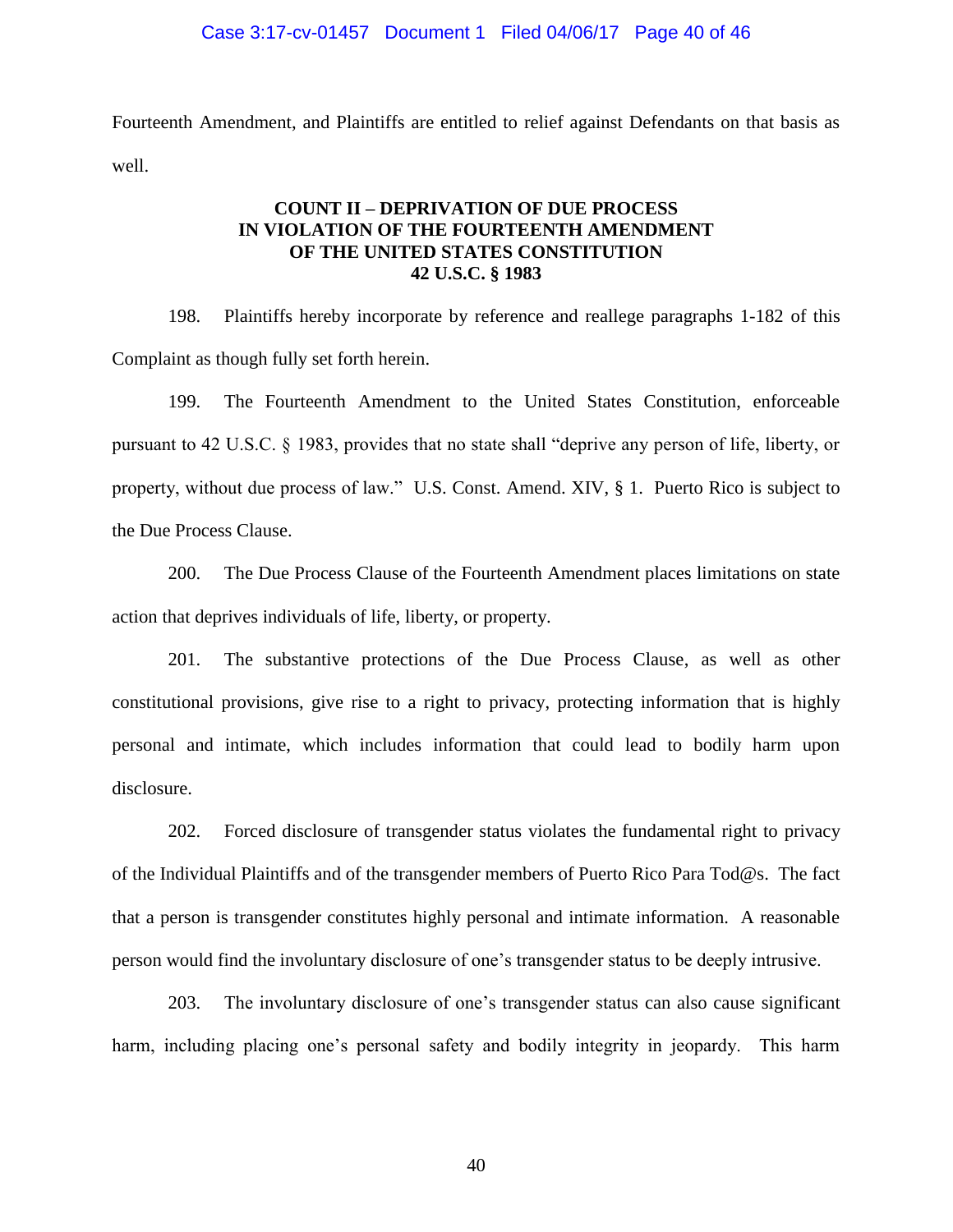Fourteenth Amendment, and Plaintiffs are entitled to relief against Defendants on that basis as well.

**COUNT II – DEPRIVATION OF DUE PROCESS IN VIOLATION OF THE FOURTEENTH AMENDMENT OF THE UNITED STATES CONSTITUTION 42 U.S.C. § 1983**

198. Plaintiffs hereby incorporate by reference and reallege paragraphs 1-182 of this Complaint as though fully set forth herein.

199. The Fourteenth Amendment to the United States Constitution, enforceable pursuant to 42 U.S.C. § 1983, provides that no state shall "deprive any person of life, liberty, or property, without due process of law." U.S. Const. Amend. XIV, § 1. Puerto Rico is subject to the Due Process Clause.

200. The Due Process Clause of the Fourteenth Amendment places limitations on state action that deprives individuals of life, liberty, or property.

201. The substantive protections of the Due Process Clause, as well as other constitutional provisions, give rise to a right to privacy, protecting information that is highly personal and intimate, which includes information that could lead to bodily harm upon disclosure.

202. Forced disclosure of transgender status violates the fundamental right to privacy of the Individual Plaintiffs and of the transgender members of Puerto Rico Para Tod@s. The fact that a person is transgender constitutes highly personal and intimate information. A reasonable person would find the involuntary disclosure of one's transgender status to be deeply intrusive.

203. The involuntary disclosure of one's transgender status can also cause significant harm, including placing one's personal safety and bodily integrity in jeopardy. This harm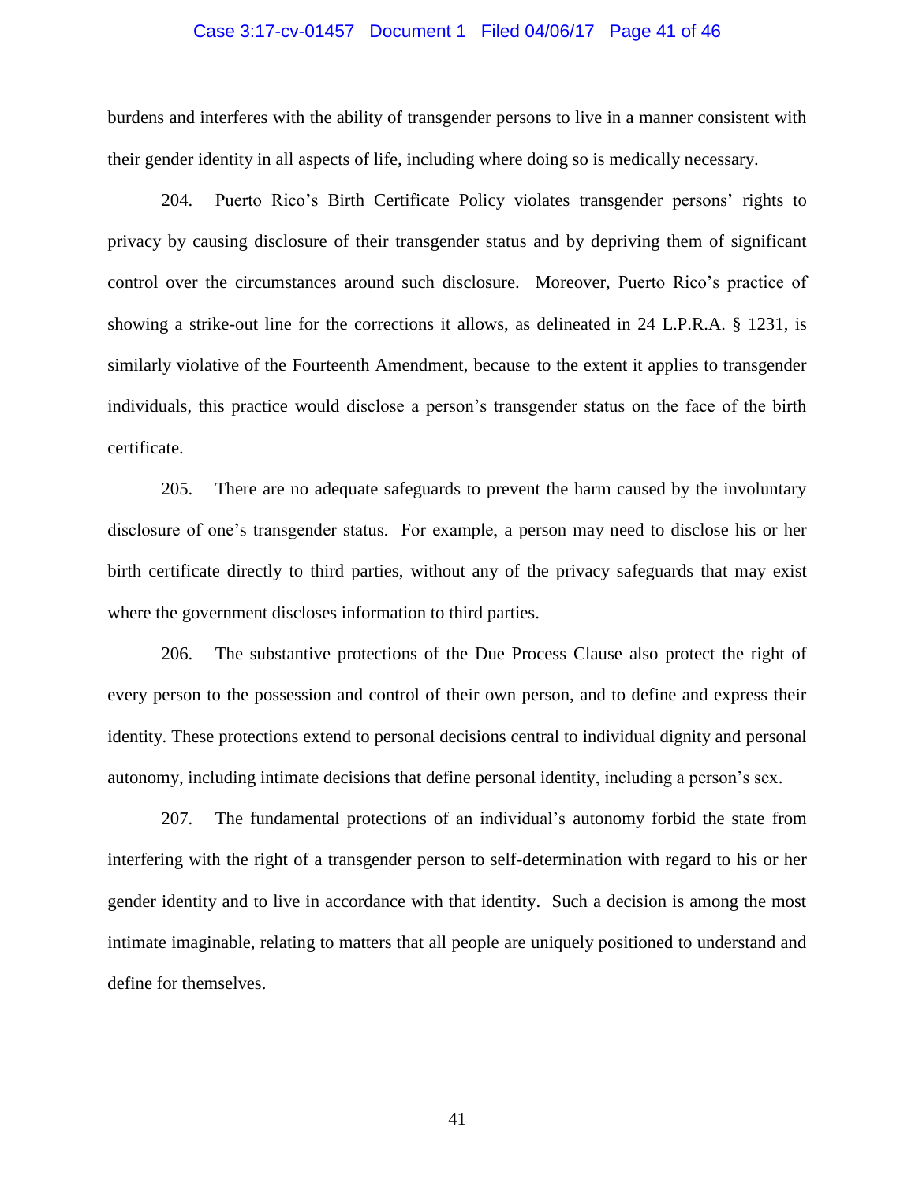burdens and interferes with the ability of transgender persons to live in a manner consistent with their gender identity in all aspects of life, including where doing so is medically necessary.

204. Puerto Rico's Birth Certificate Policy violates transgender persons' rights to privacy by causing disclosure of their transgender status and by depriving them of significant control over the circumstances around such disclosure. Moreover, Puerto Rico's practice of showing a strike-out line for the corrections it allows, as delineated in 24 L.P.R.A. § 1231, is similarly violative of the Fourteenth Amendment, because to the extent it applies to transgender individuals, this practice would disclose a person's transgender status on the face of the birth certificate.

205. There are no adequate safeguards to prevent the harm caused by the involuntary disclosure of one's transgender status. For example, a person may need to disclose his or her birth certificate directly to third parties, without any of the privacy safeguards that may exist where the government discloses information to third parties.

206. The substantive protections of the Due Process Clause also protect the right of every person to the possession and control of their own person, and to define and express their identity. These protections extend to personal decisions central to individual dignity and personal autonomy, including intimate decisions that define personal identity, including a person's sex.

207. The fundamental protections of an individual's autonomy forbid the state from interfering with the right of a transgender person to self-determination with regard to his or her gender identity and to live in accordance with that identity. Such a decision is among the most intimate imaginable, relating to matters that all people are uniquely positioned to understand and define for themselves.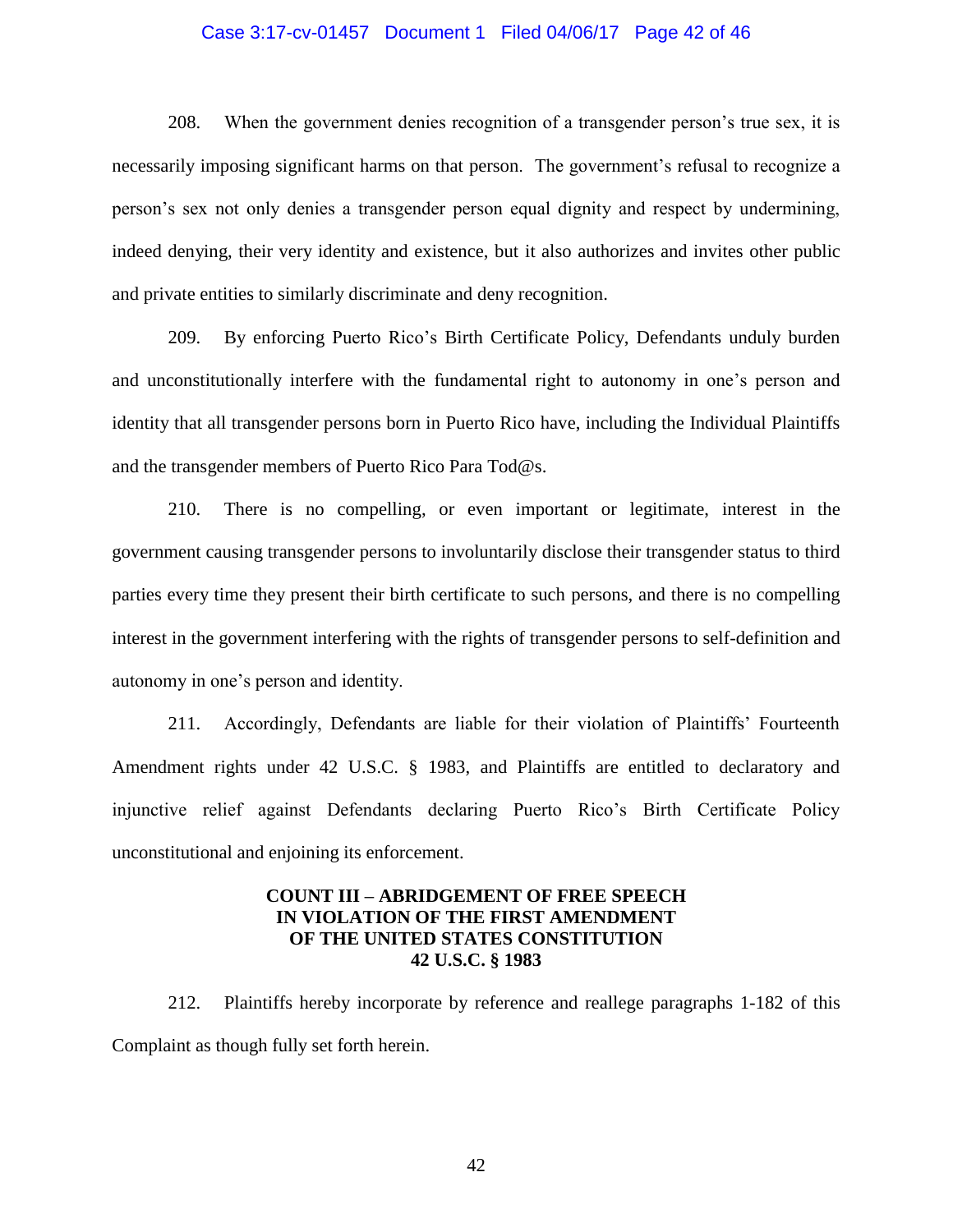208. When the government denies recognition of a transgender person's true sex, it is necessarily imposing significant harms on that person. The government's refusal to recognize a person's sex not only denies a transgender person equal dignity and respect by undermining, indeed denying, their very identity and existence, but it also authorizes and invites other public and private entities to similarly discriminate and deny recognition.

209. By enforcing Puerto Rico's Birth Certificate Policy, Defendants unduly burden and unconstitutionally interfere with the fundamental right to autonomy in one's person and identity that all transgender persons born in Puerto Rico have, including the Individual Plaintiffs and the transgender members of Puerto Rico Para Tod@s.

210. There is no compelling, or even important or legitimate, interest in the government causing transgender persons to involuntarily disclose their transgender status to third parties every time they present their birth certificate to such persons, and there is no compelling interest in the government interfering with the rights of transgender persons to self-definition and autonomy in one's person and identity.

211. Accordingly, Defendants are liable for their violation of Plaintiffs' Fourteenth Amendment rights under 42 U.S.C. § 1983, and Plaintiffs are entitled to declaratory and injunctive relief against Defendants declaring Puerto Rico's Birth Certificate Policy unconstitutional and enjoining its enforcement.

## COUNT III – ABRIDGEMENT OF FREE SPEECH IN VIOLATION OF THE FIRST AMENDMENT OF THE UNITED STATES CONSTITUTION 42 U.S.C. § 1983

212. Plaintiffs hereby incorporate by reference and reallege paragraphs 1-182 of this Complaint as though fully set forth herein.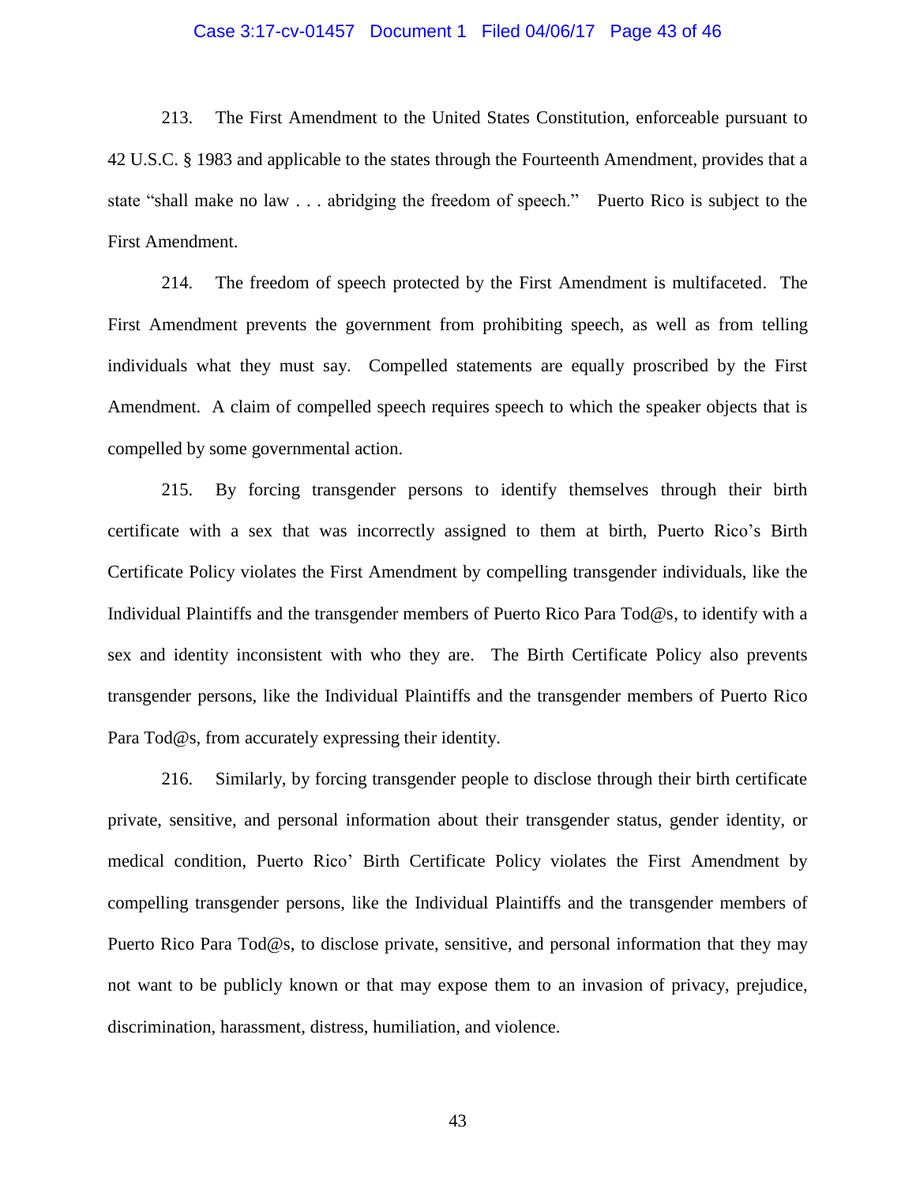213. The First Amendment to the United States Constitution, enforceable pursuant to 42 U.S.C. § 1983 and applicable to the states through the Fourteenth Amendment, provides that a state "shall make no law . . . abridging the freedom of speech." Puerto Rico is subject to the First Amendment.

214. The freedom of speech protected by the First Amendment is multifaceted. The First Amendment prevents the government from prohibiting speech, as well as from telling individuals what they must say. Compelled statements are equally proscribed by the First Amendment. A claim of compelled speech requires speech to which the speaker objects that is compelled by some governmental action.

215. By forcing transgender persons to identify themselves through their birth certificate with a sex that was incorrectly assigned to them at birth, Puerto Rico's Birth Certificate Policy violates the First Amendment by compelling transgender individuals, like the Individual Plaintiffs and the transgender members of Puerto Rico Para Tod@s, to identify with a sex and identity inconsistent with who they are. The Birth Certificate Policy also prevents transgender persons, like the Individual Plaintiffs and the transgender members of Puerto Rico Para Tod@s, from accurately expressing their identity.

216. Similarly, by forcing transgender people to disclose through their birth certificate private, sensitive, and personal information about their transgender status, gender identity, or medical condition, Puerto Rico' Birth Certificate Policy violates the First Amendment by compelling transgender persons, like the Individual Plaintiffs and the transgender members of Puerto Rico Para Tod@s, to disclose private, sensitive, and personal information that they may not want to be publicly known or that may expose them to an invasion of privacy, prejudice, discrimination, harassment, distress, humiliation, and violence.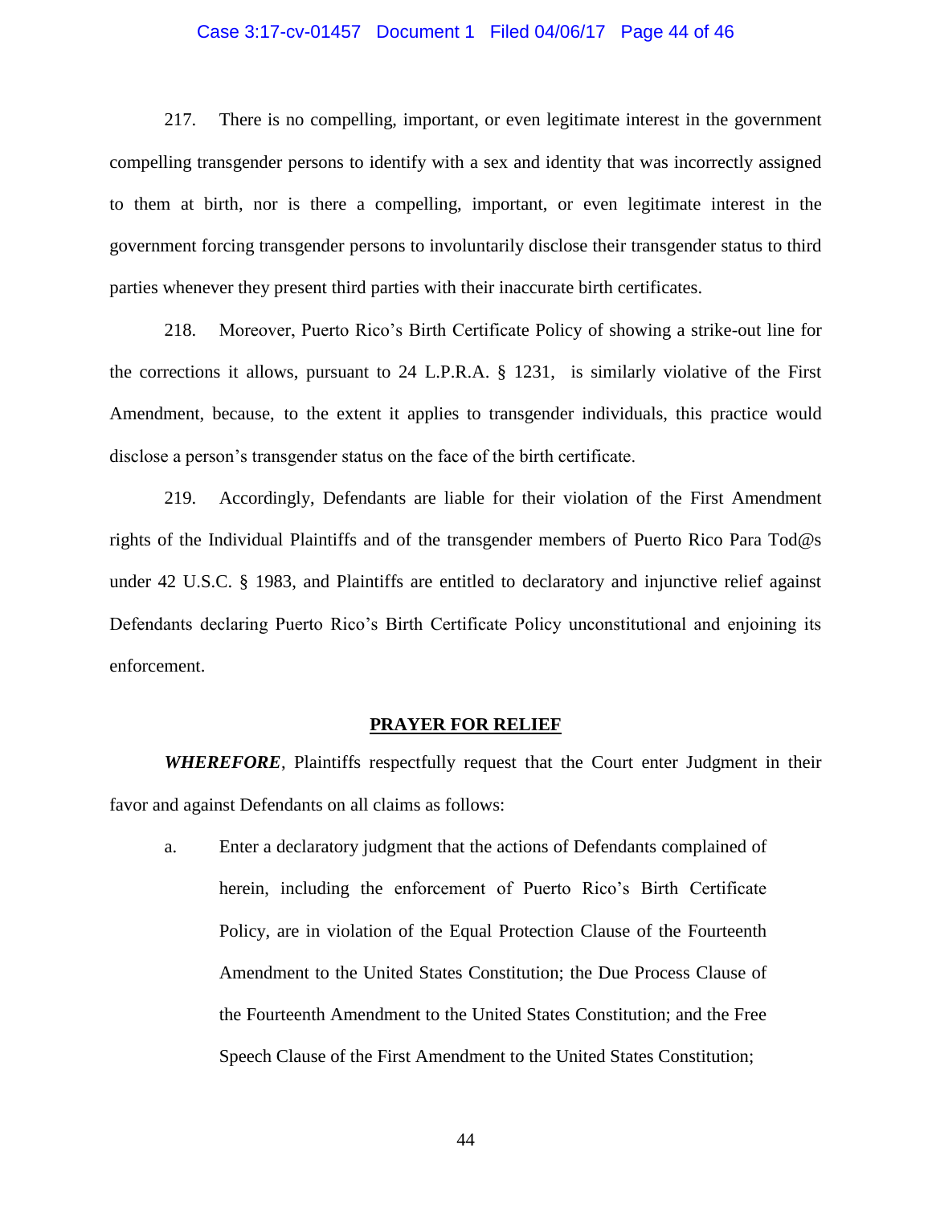217. There is no compelling, important, or even legitimate interest in the government compelling transgender persons to identify with a sex and identity that was incorrectly assigned to them at birth, nor is there a compelling, important, or even legitimate interest in the government forcing transgender persons to involuntarily disclose their transgender status to third parties whenever they present third parties with their inaccurate birth certificates.

218. Moreover, Puerto Rico's Birth Certificate Policy of showing a strike-out line for the corrections it allows, pursuant to 24 L.P.R.A. § 1231, is similarly violative of the First Amendment, because, to the extent it applies to transgender individuals, this practice would disclose a person's transgender status on the face of the birth certificate.

219. Accordingly, Defendants are liable for their violation of the First Amendment rights of the Individual Plaintiffs and of the transgender members of Puerto Rico Para Tod@s under 42 U.S.C. § 1983, and Plaintiffs are entitled to declaratory and injunctive relief against Defendants declaring Puerto Rico's Birth Certificate Policy unconstitutional and enjoining its enforcement.

## PRAYER FOR RELIEF

***WHEREFORE***, Plaintiffs respectfully request that the Court enter Judgment in their favor and against Defendants on all claims as follows:

a. Enter a declaratory judgment that the actions of Defendants complained of herein, including the enforcement of Puerto Rico's Birth Certificate Policy, are in violation of the Equal Protection Clause of the Fourteenth Amendment to the United States Constitution; the Due Process Clause of the Fourteenth Amendment to the United States Constitution; and the Free Speech Clause of the First Amendment to the United States Constitution;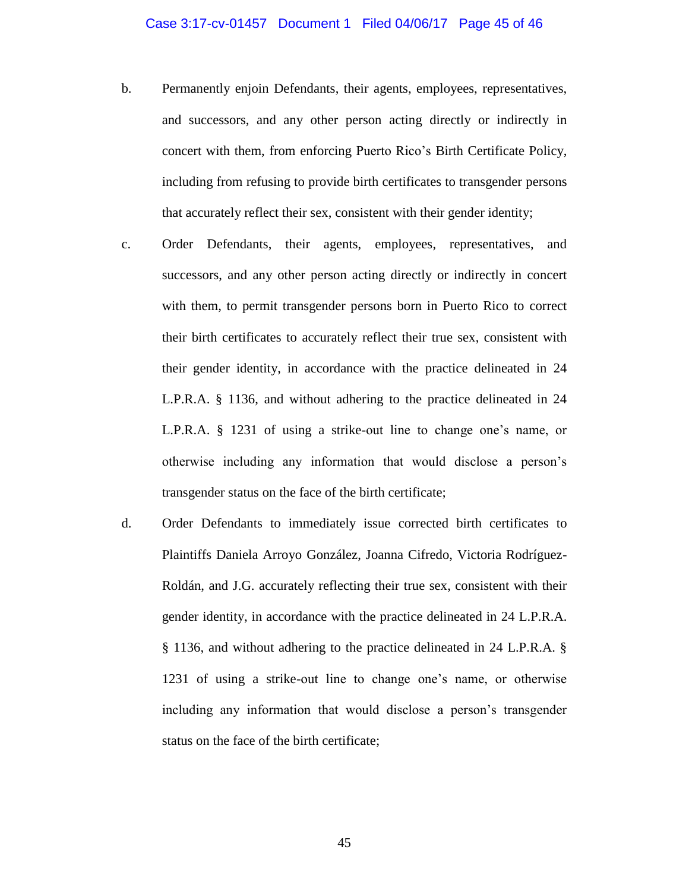b. Permanently enjoin Defendants, their agents, employees, representatives, and successors, and any other person acting directly or indirectly in concert with them, from enforcing Puerto Rico's Birth Certificate Policy, including from refusing to provide birth certificates to transgender persons that accurately reflect their sex, consistent with their gender identity;

c. Order Defendants, their agents, employees, representatives, and successors, and any other person acting directly or indirectly in concert with them, to permit transgender persons born in Puerto Rico to correct their birth certificates to accurately reflect their true sex, consistent with their gender identity, in accordance with the practice delineated in 24 L.P.R.A. § 1136, and without adhering to the practice delineated in 24 L.P.R.A. § 1231 of using a strike-out line to change one's name, or otherwise including any information that would disclose a person's transgender status on the face of the birth certificate;

d. Order Defendants to immediately issue corrected birth certificates to Plaintiffs Daniela Arroyo González, Joanna Cifredo, Victoria Rodríguez-Roldán, and J.G. accurately reflecting their true sex, consistent with their gender identity, in accordance with the practice delineated in 24 L.P.R.A. § 1136, and without adhering to the practice delineated in 24 L.P.R.A. § 1231 of using a strike-out line to change one's name, or otherwise including any information that would disclose a person's transgender status on the face of the birth certificate;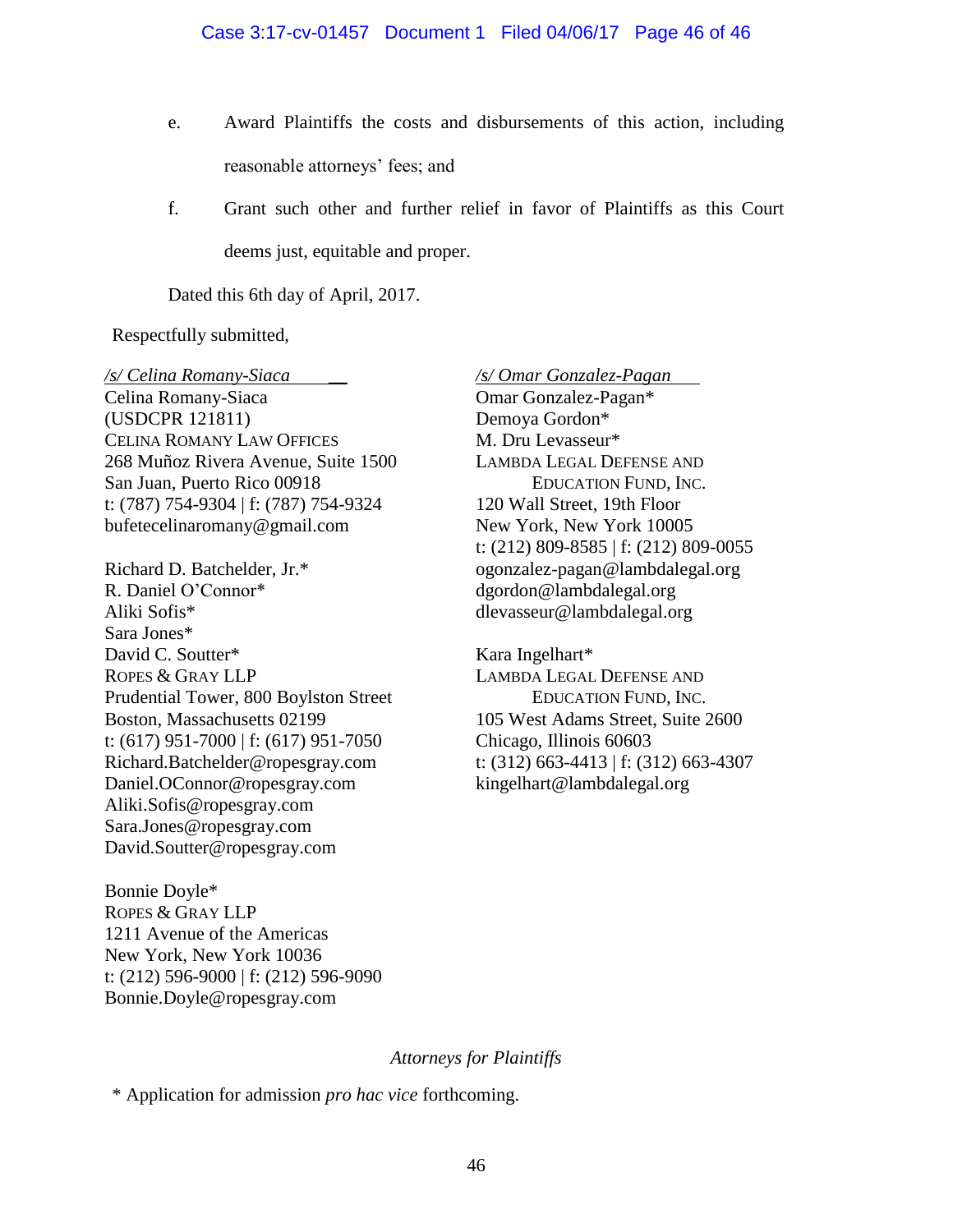e. Award Plaintiffs the costs and disbursements of this action, including reasonable attorneys' fees; and

f. Grant such other and further relief in favor of Plaintiffs as this Court deems just, equitable and proper.

Dated this 6th day of April, 2017.

Respectfully submitted,

*/s/ Celina Romany-Siaca*
Celina Romany-Siaca
(USDCPR 121811)
CELINA ROMANY LAW OFFICES
268 Muñoz Rivera Avenue, Suite 1500
San Juan, Puerto Rico 00918
t: (787) 754-9304 | f: (787) 754-9324
bufetecelinaromany@gmail.com

Richard D. Batchelder, Jr.*
R. Daniel O'Connor*
Aliki Sofis*
Sara Jones*
David C. Soutter*
ROPES & GRAY LLP
Prudential Tower, 800 Boylston Street
Boston, Massachusetts 02199
t: (617) 951-7000 | f: (617) 951-7050
Richard.Batchelder@ropesgray.com
Daniel.OConnor@ropesgray.com
Aliki.Sofis@ropesgray.com
Sara.Jones@ropesgray.com
David.Soutter@ropesgray.com

Bonnie Doyle*
ROPES & GRAY LLP
1211 Avenue of the Americas
New York, New York 10036
t: (212) 596-9000 | f: (212) 596-9090
Bonnie.Doyle@ropesgray.com

*/s/ Omar Gonzalez-Pagan*
Omar Gonzalez-Pagan*
Demoya Gordon*
M. Dru Levasseur*
LAMBDA LEGAL DEFENSE AND EDUCATION FUND, INC.
120 Wall Street, 19th Floor
New York, New York 10005
t: (212) 809-8585 | f: (212) 809-0055
ogonzalez-pagan@lambdalegal.org
dgordon@lambdalegal.org
dlevasseur@lambdalegal.org

Kara Ingelhart*
LAMBDA LEGAL DEFENSE AND EDUCATION FUND, INC.
105 West Adams Street, Suite 2600
Chicago, Illinois 60603
t: (312) 663-4413 | f: (312) 663-4307
kingelhart@lambdalegal.org

*Attorneys for Plaintiffs*

\* Application for admission *pro hac vice* forthcoming.